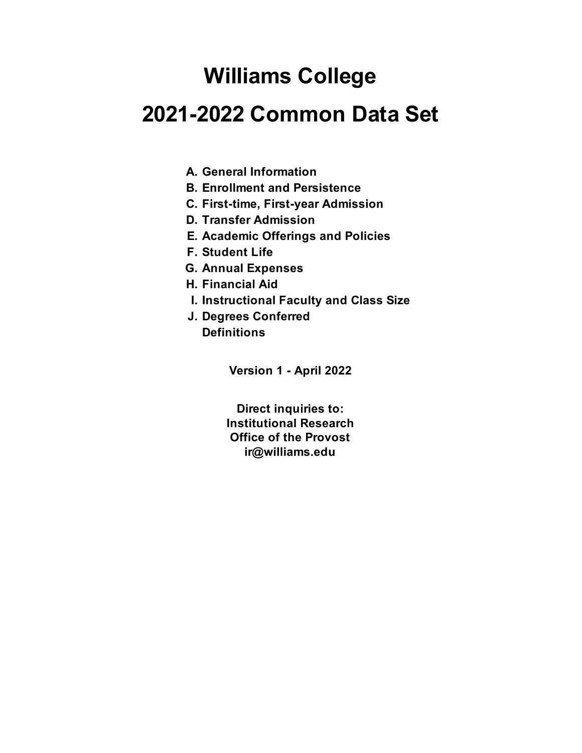# Williams College

# 2021-2022 Common Data Set

A. General Information
B. Enrollment and Persistence
C. First-time, First-year Admission
D. Transfer Admission
E. Academic Offerings and Policies
F. Student Life
G. Annual Expenses
H. Financial Aid
I. Instructional Faculty and Class Size
J. Degrees Conferred
Definitions

**Version 1 - April 2022**

**Direct inquiries to:**
**Institutional Research**
**Office of the Provost**
**ir@williams.edu**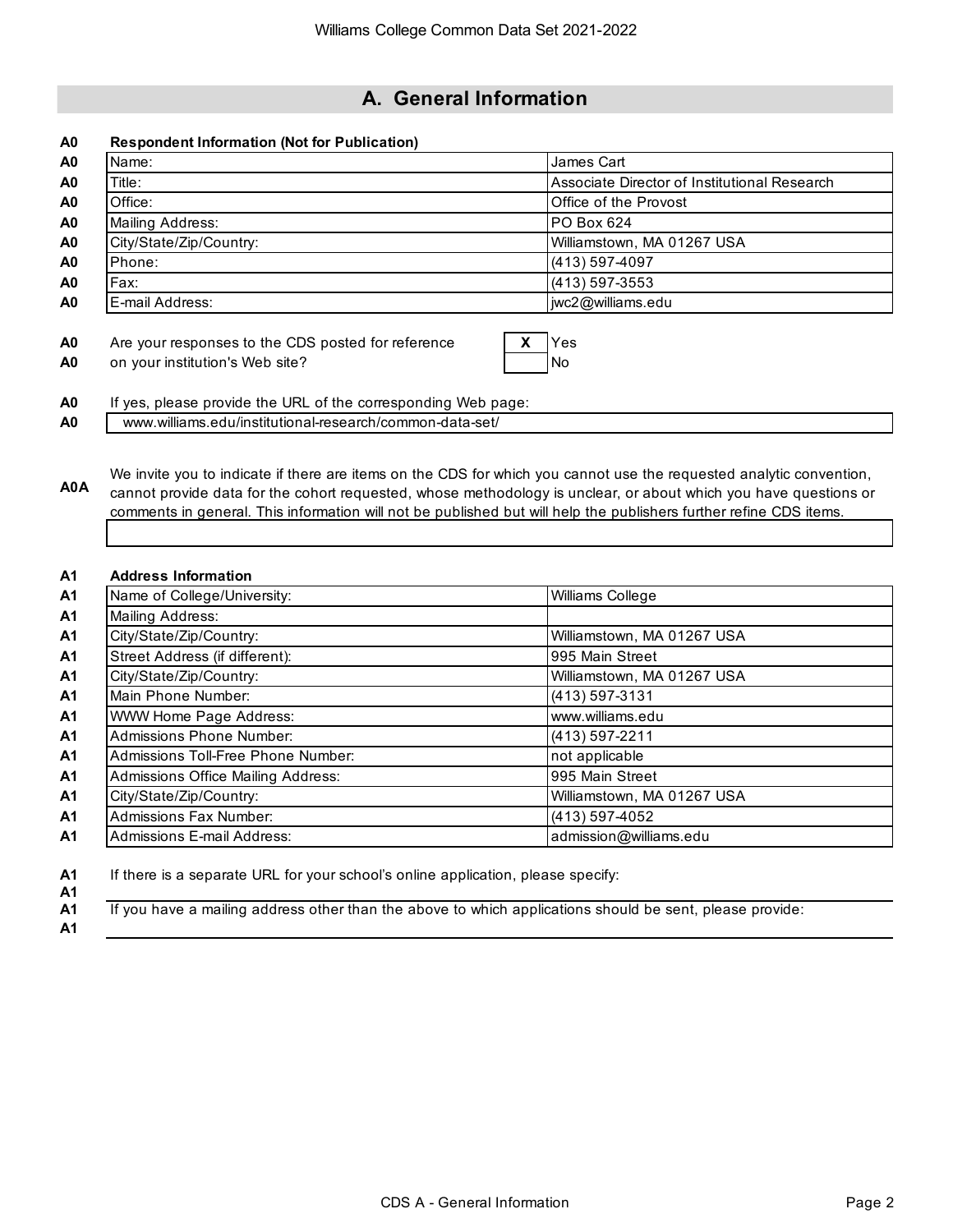## A. General Information

| A0 | **Respondent Information (Not for Publication)** | |
|---|---|---|
| A0 | Name: | James Cart |
| A0 | Title: | Associate Director of Institutional Research |
| A0 | Office: | Office of the Provost |
| A0 | Mailing Address: | PO Box 624 |
| A0 | City/State/Zip/Country: | Williamstown, MA 01267 USA |
| A0 | Phone: | (413) 597-4097 |
| A0 | Fax: | (413) 597-3553 |
| A0 | E-mail Address: | jwc2@williams.edu |

A0 Are your responses to the CDS posted for reference on your institution's Web site?

| | |
|---|---|
| X | Yes |
| | No |

A0 If yes, please provide the URL of the corresponding Web page:

www.williams.edu/institutional-research/common-data-set/

A0A We invite you to indicate if there are items on the CDS for which you cannot use the requested analytic convention, cannot provide data for the cohort requested, whose methodology is unclear, or about which you have questions or comments in general. This information will not be published but will help the publishers further refine CDS items.

| A1 | **Address Information** | |
|---|---|---|
| A1 | Name of College/University: | Williams College |
| A1 | Mailing Address: | |
| A1 | City/State/Zip/Country: | Williamstown, MA 01267 USA |
| A1 | Street Address (if different): | 995 Main Street |
| A1 | City/State/Zip/Country: | Williamstown, MA 01267 USA |
| A1 | Main Phone Number: | (413) 597-3131 |
| A1 | WWW Home Page Address: | www.williams.edu |
| A1 | Admissions Phone Number: | (413) 597-2211 |
| A1 | Admissions Toll-Free Phone Number: | not applicable |
| A1 | Admissions Office Mailing Address: | 995 Main Street |
| A1 | City/State/Zip/Country: | Williamstown, MA 01267 USA |
| A1 | Admissions Fax Number: | (413) 597-4052 |
| A1 | Admissions E-mail Address: | admission@williams.edu |

A1 If there is a separate URL for your school's online application, please specify:

A1 If you have a mailing address other than the above to which applications should be sent, please provide: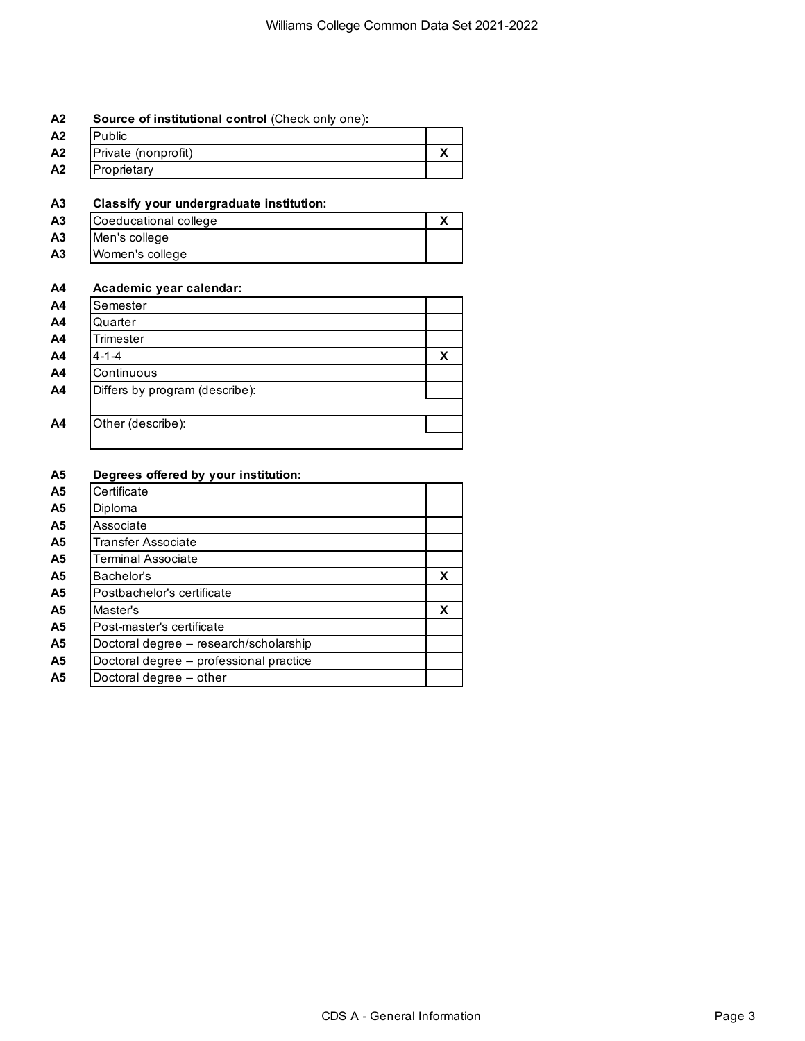**A2 Source of institutional control** (Check only one)**:**

| A2 | | |
|---|---|---|
| A2 | Public | |
| A2 | Private (nonprofit) | X |
| A2 | Proprietary | |

**A3 Classify your undergraduate institution:**

| A3 | | |
|---|---|---|
| A3 | Coeducational college | X |
| A3 | Men's college | |
| A3 | Women's college | |

**A4 Academic year calendar:**

| A4 | | |
|---|---|---|
| A4 | Semester | |
| A4 | Quarter | |
| A4 | Trimester | |
| A4 | 4-1-4 | X |
| A4 | Continuous | |
| A4 | Differs by program (describe): | |
| A4 | Other (describe): | |

**A5 Degrees offered by your institution:**

| A5 | | |
|---|---|---|
| A5 | Certificate | |
| A5 | Diploma | |
| A5 | Associate | |
| A5 | Transfer Associate | |
| A5 | Terminal Associate | |
| A5 | Bachelor's | X |
| A5 | Postbachelor's certificate | |
| A5 | Master's | X |
| A5 | Post-master's certificate | |
| A5 | Doctoral degree – research/scholarship | |
| A5 | Doctoral degree – professional practice | |
| A5 | Doctoral degree – other | |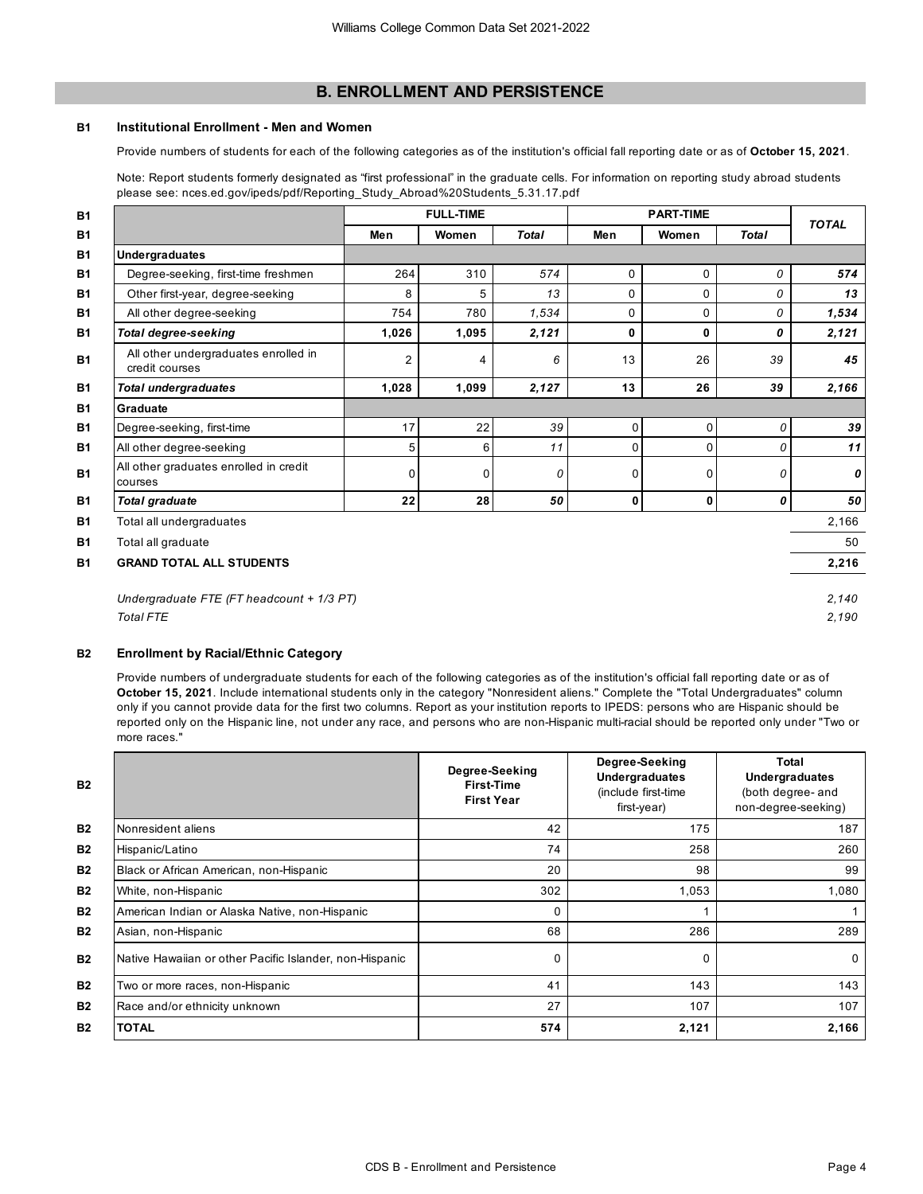## B. ENROLLMENT AND PERSISTENCE

**B1 Institutional Enrollment - Men and Women**

Provide numbers of students for each of the following categories as of the institution's official fall reporting date or as of **October 15, 2021**.

Note: Report students formerly designated as "first professional" in the graduate cells. For information on reporting study abroad students please see: nces.ed.gov/ipeds/pdf/Reporting_Study_Abroad%20Students_5.31.17.pdf

| | FULL-TIME | | | PART-TIME | | | TOTAL |
|---|---|---|---|---|---|---|---|
| | Men | Women | *Total* | Men | Women | *Total* | |
| **Undergraduates** | | | | | | | |
| Degree-seeking, first-time freshmen | 264 | 310 | *574* | 0 | 0 | *0* | ***574*** |
| Other first-year, degree-seeking | 8 | 5 | *13* | 0 | 0 | *0* | ***13*** |
| All other degree-seeking | 754 | 780 | *1,534* | 0 | 0 | *0* | ***1,534*** |
| ***Total degree-seeking*** | **1,026** | **1,095** | ***2,121*** | **0** | **0** | ***0*** | ***2,121*** |
| All other undergraduates enrolled in credit courses | 2 | 4 | *6* | 13 | 26 | *39* | ***45*** |
| ***Total undergraduates*** | **1,028** | **1,099** | ***2,127*** | **13** | **26** | ***39*** | ***2,166*** |
| **Graduate** | | | | | | | |
| Degree-seeking, first-time | 17 | 22 | *39* | 0 | 0 | *0* | ***39*** |
| All other degree-seeking | 5 | 6 | *11* | 0 | 0 | *0* | ***11*** |
| All other graduates enrolled in credit courses | 0 | 0 | *0* | 0 | 0 | *0* | ***0*** |
| ***Total graduate*** | **22** | **28** | ***50*** | **0** | **0** | ***0*** | ***50*** |
| Total all undergraduates | | | | | | | 2,166 |
| Total all graduate | | | | | | | 50 |
| **GRAND TOTAL ALL STUDENTS** | | | | | | | **2,216** |

*Undergraduate FTE (FT headcount + 1/3 PT)* *2,140*

*Total FTE* *2,190*

**B2 Enrollment by Racial/Ethnic Category**

Provide numbers of undergraduate students for each of the following categories as of the institution's official fall reporting date or as of **October 15, 2021**. Include international students only in the category "Nonresident aliens." Complete the "Total Undergraduates" column only if you cannot provide data for the first two columns. Report as your institution reports to IPEDS: persons who are Hispanic should be reported only on the Hispanic line, not under any race, and persons who are non-Hispanic multi-racial should be reported only under "Two or more races."

| | Degree-Seeking First-Time First Year | Degree-Seeking Undergraduates (include first-time first-year) | Total Undergraduates (both degree- and non-degree-seeking) |
|---|---|---|---|
| Nonresident aliens | 42 | 175 | 187 |
| Hispanic/Latino | 74 | 258 | 260 |
| Black or African American, non-Hispanic | 20 | 98 | 99 |
| White, non-Hispanic | 302 | 1,053 | 1,080 |
| American Indian or Alaska Native, non-Hispanic | 0 | 1 | 1 |
| Asian, non-Hispanic | 68 | 286 | 289 |
| Native Hawaiian or other Pacific Islander, non-Hispanic | 0 | 0 | 0 |
| Two or more races, non-Hispanic | 41 | 143 | 143 |
| Race and/or ethnicity unknown | 27 | 107 | 107 |
| **TOTAL** | **574** | **2,121** | **2,166** |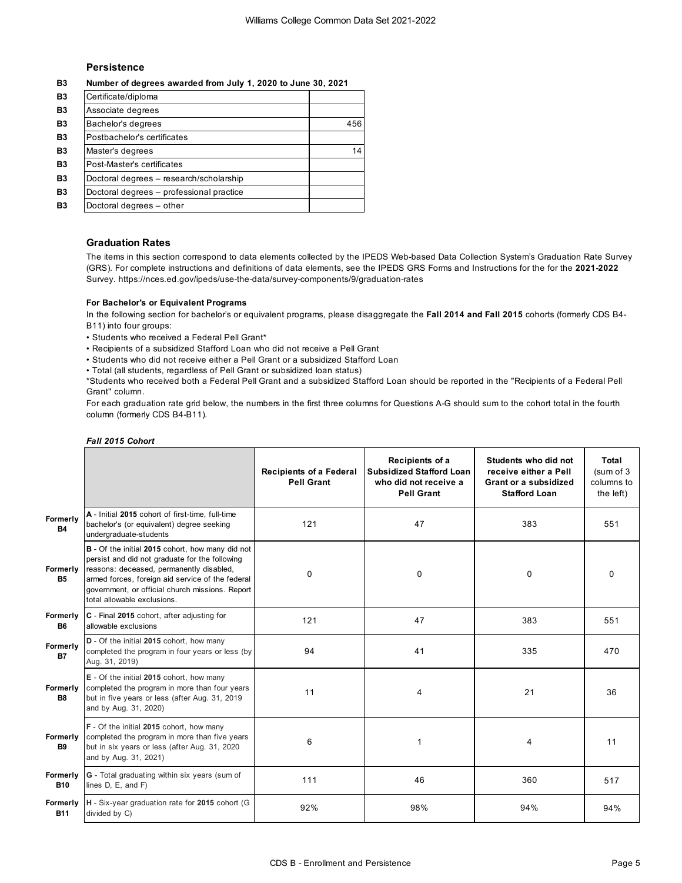## Persistence

| | Number of degrees awarded from July 1, 2020 to June 30, 2021 | |
|---|---|---|
| B3 | Certificate/diploma | |
| B3 | Associate degrees | |
| B3 | Bachelor's degrees | 456 |
| B3 | Postbachelor's certificates | |
| B3 | Master's degrees | 14 |
| B3 | Post-Master's certificates | |
| B3 | Doctoral degrees – research/scholarship | |
| B3 | Doctoral degrees – professional practice | |
| B3 | Doctoral degrees – other | |

## Graduation Rates

The items in this section correspond to data elements collected by the IPEDS Web-based Data Collection System's Graduation Rate Survey (GRS). For complete instructions and definitions of data elements, see the IPEDS GRS Forms and Instructions for the for the **2021-2022** Survey. https://nces.ed.gov/ipeds/use-the-data/survey-components/9/graduation-rates

**For Bachelor's or Equivalent Programs**

In the following section for bachelor's or equivalent programs, please disaggregate the **Fall 2014 and Fall 2015** cohorts (formerly CDS B4-B11) into four groups:

- Students who received a Federal Pell Grant*
- Recipients of a subsidized Stafford Loan who did not receive a Pell Grant
- Students who did not receive either a Pell Grant or a subsidized Stafford Loan
- Total (all students, regardless of Pell Grant or subsidized loan status)

*Students who received both a Federal Pell Grant and a subsidized Stafford Loan should be reported in the "Recipients of a Federal Pell Grant" column.

For each graduation rate grid below, the numbers in the first three columns for Questions A-G should sum to the cohort total in the fourth column (formerly CDS B4-B11).

***Fall 2015 Cohort***

| | | Recipients of a Federal Pell Grant | Recipients of a Subsidized Stafford Loan who did not receive a Pell Grant | Students who did not receive either a Pell Grant or a subsidized Stafford Loan | Total (sum of 3 columns to the left) |
|---|---|---|---|---|---|
| Formerly B4 | A - Initial **2015** cohort of first-time, full-time bachelor's (or equivalent) degree seeking undergraduate-students | 121 | 47 | 383 | 551 |
| Formerly B5 | B - Of the initial **2015** cohort, how many did not persist and did not graduate for the following reasons: deceased, permanently disabled, armed forces, foreign aid service of the federal government, or official church missions. Report total allowable exclusions. | 0 | 0 | 0 | 0 |
| Formerly B6 | C - Final **2015** cohort, after adjusting for allowable exclusions | 121 | 47 | 383 | 551 |
| Formerly B7 | D - Of the initial **2015** cohort, how many completed the program in four years or less (by Aug. 31, 2019) | 94 | 41 | 335 | 470 |
| Formerly B8 | E - Of the initial **2015** cohort, how many completed the program in more than four years but in five years or less (after Aug. 31, 2019 and by Aug. 31, 2020) | 11 | 4 | 21 | 36 |
| Formerly B9 | F - Of the initial **2015** cohort, how many completed the program in more than five years but in six years or less (after Aug. 31, 2020 and by Aug. 31, 2021) | 6 | 1 | 4 | 11 |
| Formerly B10 | G - Total graduating within six years (sum of lines D, E, and F) | 111 | 46 | 360 | 517 |
| Formerly B11 | H - Six-year graduation rate for **2015** cohort (G divided by C) | 92% | 98% | 94% | 94% |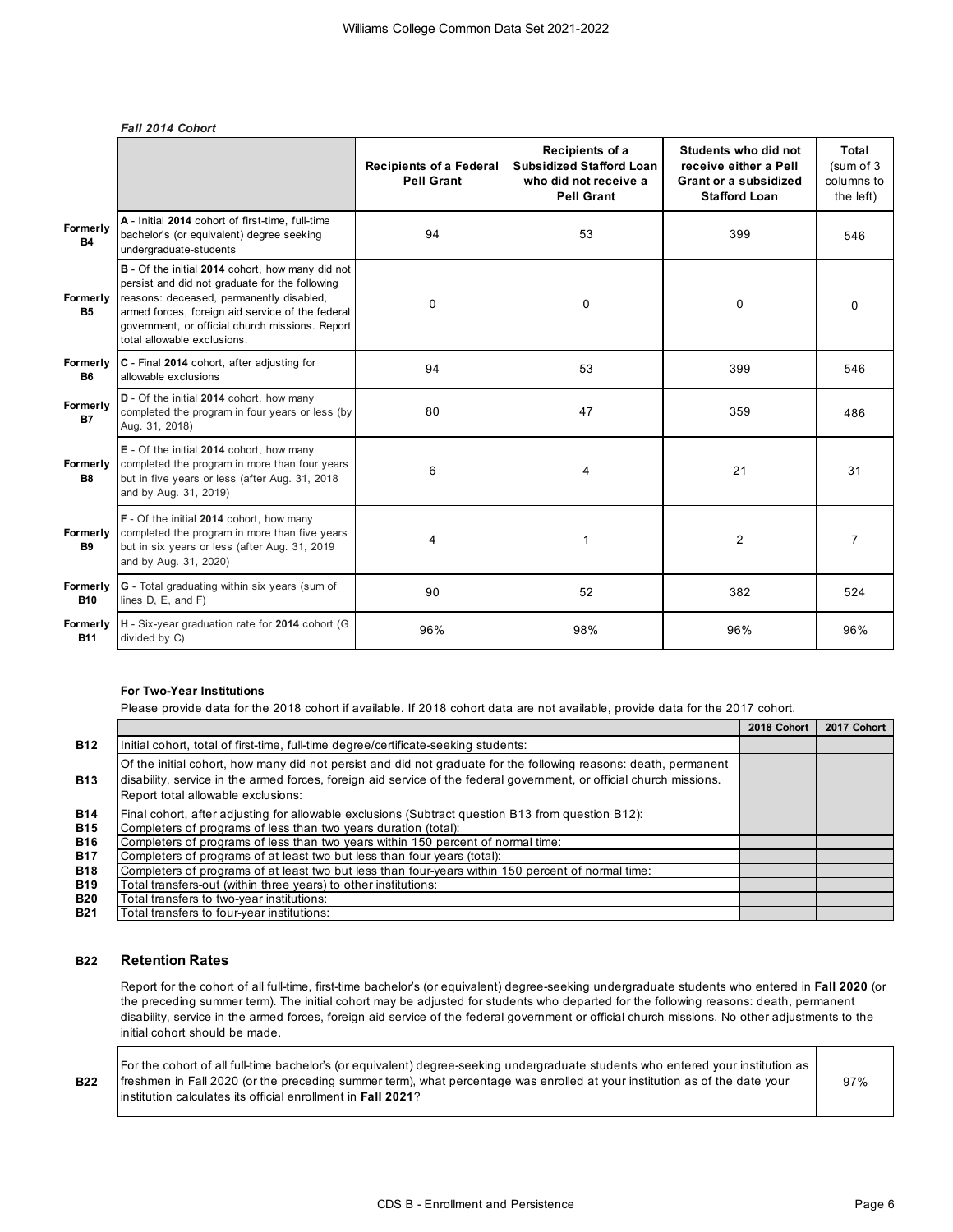*Fall 2014 Cohort*

| | | Recipients of a Federal Pell Grant | Recipients of a Subsidized Stafford Loan who did not receive a Pell Grant | Students who did not receive either a Pell Grant or a subsidized Stafford Loan | Total (sum of 3 columns to the left) |
|---|---|---|---|---|---|
| Formerly B4 | A - Initial **2014** cohort of first-time, full-time bachelor's (or equivalent) degree seeking undergraduate-students | 94 | 53 | 399 | 546 |
| Formerly B5 | B - Of the initial **2014** cohort, how many did not persist and did not graduate for the following reasons: deceased, permanently disabled, armed forces, foreign aid service of the federal government, or official church missions. Report total allowable exclusions. | 0 | 0 | 0 | 0 |
| Formerly B6 | C - Final **2014** cohort, after adjusting for allowable exclusions | 94 | 53 | 399 | 546 |
| Formerly B7 | D - Of the initial **2014** cohort, how many completed the program in four years or less (by Aug. 31, 2018) | 80 | 47 | 359 | 486 |
| Formerly B8 | E - Of the initial **2014** cohort, how many completed the program in more than four years but in five years or less (after Aug. 31, 2018 and by Aug. 31, 2019) | 6 | 4 | 21 | 31 |
| Formerly B9 | F - Of the initial **2014** cohort, how many completed the program in more than five years but in six years or less (after Aug. 31, 2019 and by Aug. 31, 2020) | 4 | 1 | 2 | 7 |
| Formerly B10 | G - Total graduating within six years (sum of lines D, E, and F) | 90 | 52 | 382 | 524 |
| Formerly B11 | H - Six-year graduation rate for **2014** cohort (G divided by C) | 96% | 98% | 96% | 96% |

**For Two-Year Institutions**

Please provide data for the 2018 cohort if available. If 2018 cohort data are not available, provide data for the 2017 cohort.

| | | 2018 Cohort | 2017 Cohort |
|---|---|---|---|
| B12 | Initial cohort, total of first-time, full-time degree/certificate-seeking students: | | |
| B13 | Of the initial cohort, how many did not persist and did not graduate for the following reasons: death, permanent disability, service in the armed forces, foreign aid service of the federal government, or official church missions. Report total allowable exclusions: | | |
| B14 | Final cohort, after adjusting for allowable exclusions (Subtract question B13 from question B12): | | |
| B15 | Completers of programs of less than two years duration (total): | | |
| B16 | Completers of programs of less than two years within 150 percent of normal time: | | |
| B17 | Completers of programs of at least two but less than four years (total): | | |
| B18 | Completers of programs of at least two but less than four-years within 150 percent of normal time: | | |
| B19 | Total transfers-out (within three years) to other institutions: | | |
| B20 | Total transfers to two-year institutions: | | |
| B21 | Total transfers to four-year institutions: | | |

## B22 Retention Rates

Report for the cohort of all full-time, first-time bachelor's (or equivalent) degree-seeking undergraduate students who entered in **Fall 2020** (or the preceding summer term). The initial cohort may be adjusted for students who departed for the following reasons: death, permanent disability, service in the armed forces, foreign aid service of the federal government or official church missions. No other adjustments to the initial cohort should be made.

| | | |
|---|---|---|
| B22 | For the cohort of all full-time bachelor's (or equivalent) degree-seeking undergraduate students who entered your institution as freshmen in Fall 2020 (or the preceding summer term), what percentage was enrolled at your institution as of the date your institution calculates its official enrollment in **Fall 2021**? | 97% |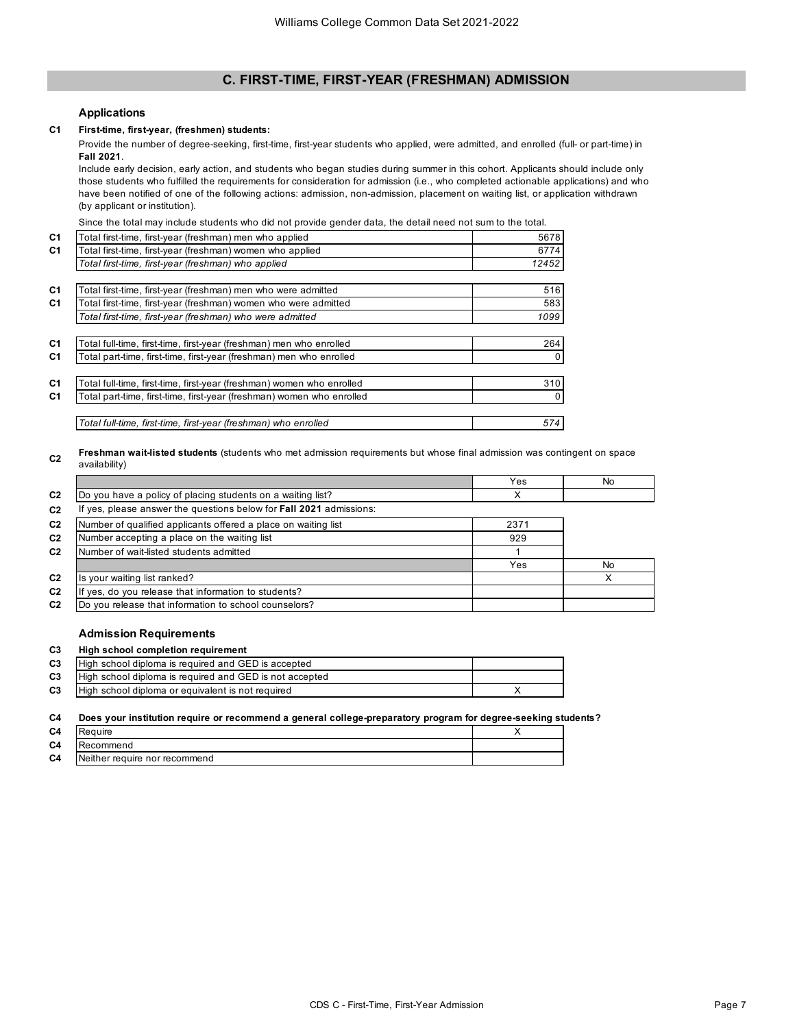## C. FIRST-TIME, FIRST-YEAR (FRESHMAN) ADMISSION

### Applications

**C1 First-time, first-year, (freshmen) students:**

Provide the number of degree-seeking, first-time, first-year students who applied, were admitted, and enrolled (full- or part-time) in **Fall 2021**.

Include early decision, early action, and students who began studies during summer in this cohort. Applicants should include only those students who fulfilled the requirements for consideration for admission (i.e., who completed actionable applications) and who have been notified of one of the following actions: admission, non-admission, placement on waiting list, or application withdrawn (by applicant or institution).

Since the total may include students who did not provide gender data, the detail need not sum to the total.

| | | |
|---|---|---|
| C1 | Total first-time, first-year (freshman) men who applied | 5678 |
| C1 | Total first-time, first-year (freshman) women who applied | 6774 |
| | *Total first-time, first-year (freshman) who applied* | *12452* |
| C1 | Total first-time, first-year (freshman) men who were admitted | 516 |
| C1 | Total first-time, first-year (freshman) women who were admitted | 583 |
| | *Total first-time, first-year (freshman) who were admitted* | *1099* |
| C1 | Total full-time, first-time, first-year (freshman) men who enrolled | 264 |
| C1 | Total part-time, first-time, first-year (freshman) men who enrolled | 0 |
| C1 | Total full-time, first-time, first-year (freshman) women who enrolled | 310 |
| C1 | Total part-time, first-time, first-year (freshman) women who enrolled | 0 |
| | *Total full-time, first-time, first-year (freshman) who enrolled* | *574* |

**C2 Freshman wait-listed students** (students who met admission requirements but whose final admission was contingent on space availability)

| | | Yes | No |
|---|---|---|---|
| C2 | Do you have a policy of placing students on a waiting list? | X | |
| C2 | If yes, please answer the questions below for **Fall 2021** admissions: | | |
| C2 | Number of qualified applicants offered a place on waiting list | 2371 | |
| C2 | Number accepting a place on the waiting list | 929 | |
| C2 | Number of wait-listed students admitted | 1 | |
| | | Yes | No |
| C2 | Is your waiting list ranked? | | X |
| C2 | If yes, do you release that information to students? | | |
| C2 | Do you release that information to school counselors? | | |

### Admission Requirements

**C3 High school completion requirement**

| | | |
|---|---|---|
| C3 | High school diploma is required and GED is accepted | |
| C3 | High school diploma is required and GED is not accepted | |
| C3 | High school diploma or equivalent is not required | X |

**C4 Does your institution require or recommend a general college-preparatory program for degree-seeking students?**

| | | |
|---|---|---|
| C4 | Require | X |
| C4 | Recommend | |
| C4 | Neither require nor recommend | |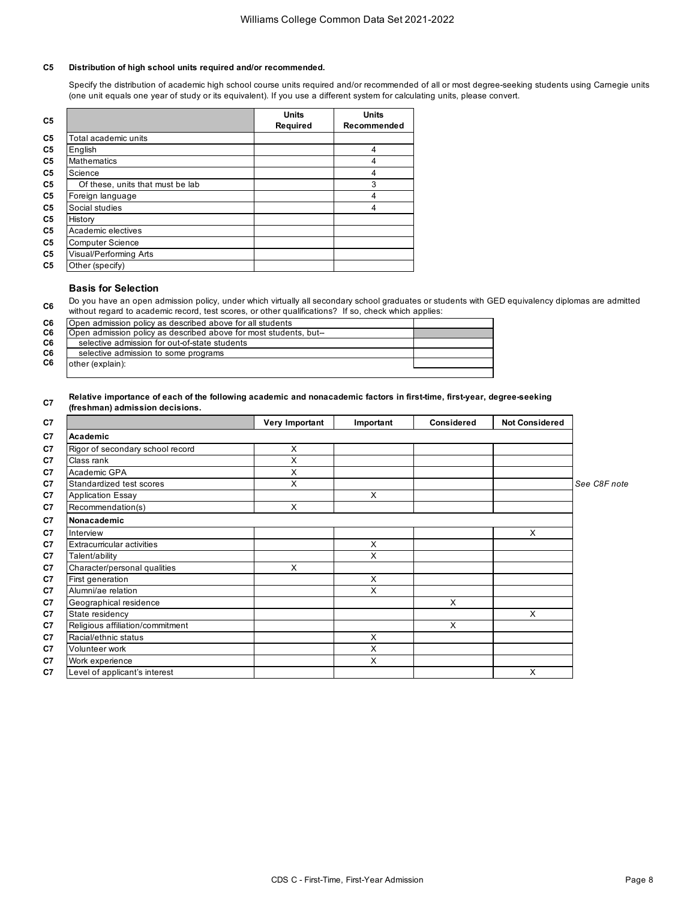**C5 Distribution of high school units required and/or recommended.**

Specify the distribution of academic high school course units required and/or recommended of all or most degree-seeking students using Carnegie units (one unit equals one year of study or its equivalent). If you use a different system for calculating units, please convert.

| | Units Required | Units Recommended |
|---|---|---|
| Total academic units | | |
| English | | 4 |
| Mathematics | | 4 |
| Science | | 4 |
| Of these, units that must be lab | | 3 |
| Foreign language | | 4 |
| Social studies | | 4 |
| History | | |
| Academic electives | | |
| Computer Science | | |
| Visual/Performing Arts | | |
| Other (specify) | | |

### Basis for Selection

**C6** Do you have an open admission policy, under which virtually all secondary school graduates or students with GED equivalency diplomas are admitted without regard to academic record, test scores, or other qualifications? If so, check which applies:

| | |
|---|---|
| Open admission policy as described above for all students | |
| Open admission policy as described above for most students, but-- | |
| selective admission for out-of-state students | |
| selective admission to some programs | |
| other (explain): | |

**C7 Relative importance of each of the following academic and nonacademic factors in first-time, first-year, degree-seeking (freshman) admission decisions.**

| | Very Important | Important | Considered | Not Considered | |
|---|---|---|---|---|---|
| **Academic** | | | | | |
| Rigor of secondary school record | X | | | | |
| Class rank | X | | | | |
| Academic GPA | X | | | | |
| Standardized test scores | X | | | | *See C8F note* |
| Application Essay | | X | | | |
| Recommendation(s) | X | | | | |
| **Nonacademic** | | | | | |
| Interview | | | | X | |
| Extracurricular activities | | X | | | |
| Talent/ability | | X | | | |
| Character/personal qualities | X | | | | |
| First generation | | X | | | |
| Alumni/ae relation | | X | | | |
| Geographical residence | | | X | | |
| State residency | | | | X | |
| Religious affiliation/commitment | | | X | | |
| Racial/ethnic status | | X | | | |
| Volunteer work | | X | | | |
| Work experience | | X | | | |
| Level of applicant's interest | | | | X | |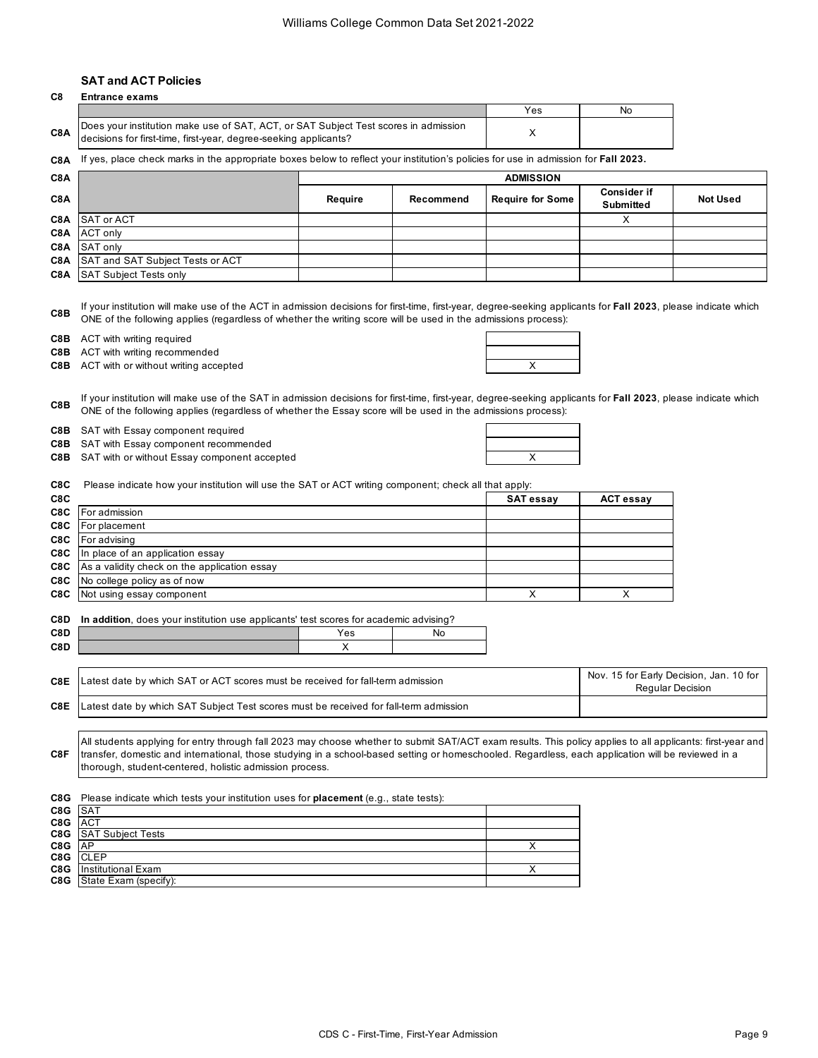## SAT and ACT Policies

**C8 Entrance exams**

| | | Yes | No |
|---|---|---|---|
| C8A | Does your institution make use of SAT, ACT, or SAT Subject Test scores in admission decisions for first-time, first-year, degree-seeking applicants? | X | |

C8A If yes, place check marks in the appropriate boxes below to reflect your institution's policies for use in admission for **Fall 2023.**

| | | ADMISSION | | | | |
|---|---|---|---|---|---|---|
| | | **Require** | **Recommend** | **Require for Some** | **Consider if Submitted** | **Not Used** |
| C8A | SAT or ACT | | | | X | |
| C8A | ACT only | | | | | |
| C8A | SAT only | | | | | |
| C8A | SAT and SAT Subject Tests or ACT | | | | | |
| C8A | SAT Subject Tests only | | | | | |

C8B If your institution will make use of the ACT in admission decisions for first-time, first-year, degree-seeking applicants for **Fall 2023**, please indicate which ONE of the following applies (regardless of whether the writing score will be used in the admissions process):

| | | |
|---|---|---|
| C8B | ACT with writing required | |
| C8B | ACT with writing recommended | |
| C8B | ACT with or without writing accepted | X |

C8B If your institution will make use of the SAT in admission decisions for first-time, first-year, degree-seeking applicants for **Fall 2023**, please indicate which ONE of the following applies (regardless of whether the Essay score will be used in the admissions process):

| | | |
|---|---|---|
| C8B | SAT with Essay component required | |
| C8B | SAT with Essay component recommended | |
| C8B | SAT with or without Essay component accepted | X |

C8C Please indicate how your institution will use the SAT or ACT writing component; check all that apply:

| | | SAT essay | ACT essay |
|---|---|---|---|
| C8C | For admission | | |
| C8C | For placement | | |
| C8C | For advising | | |
| C8C | In place of an application essay | | |
| C8C | As a validity check on the application essay | | |
| C8C | No college policy as of now | | |
| C8C | Not using essay component | X | X |

C8D **In addition**, does your institution use applicants' test scores for academic advising?

| | Yes | No |
|---|---|---|
| C8D | X | |

| | | |
|---|---|---|
| C8E | Latest date by which SAT or ACT scores must be received for fall-term admission | Nov. 15 for Early Decision, Jan. 10 for Regular Decision |
| C8E | Latest date by which SAT Subject Test scores must be received for fall-term admission | |

C8F All students applying for entry through fall 2023 may choose whether to submit SAT/ACT exam results. This policy applies to all applicants: first-year and transfer, domestic and international, those studying in a school-based setting or homeschooled. Regardless, each application will be reviewed in a thorough, student-centered, holistic admission process.

C8G Please indicate which tests your institution uses for **placement** (e.g., state tests):

| | | |
|---|---|---|
| C8G | SAT | |
| C8G | ACT | |
| C8G | SAT Subject Tests | |
| C8G | AP | X |
| C8G | CLEP | |
| C8G | Institutional Exam | X |
| C8G | State Exam (specify): | |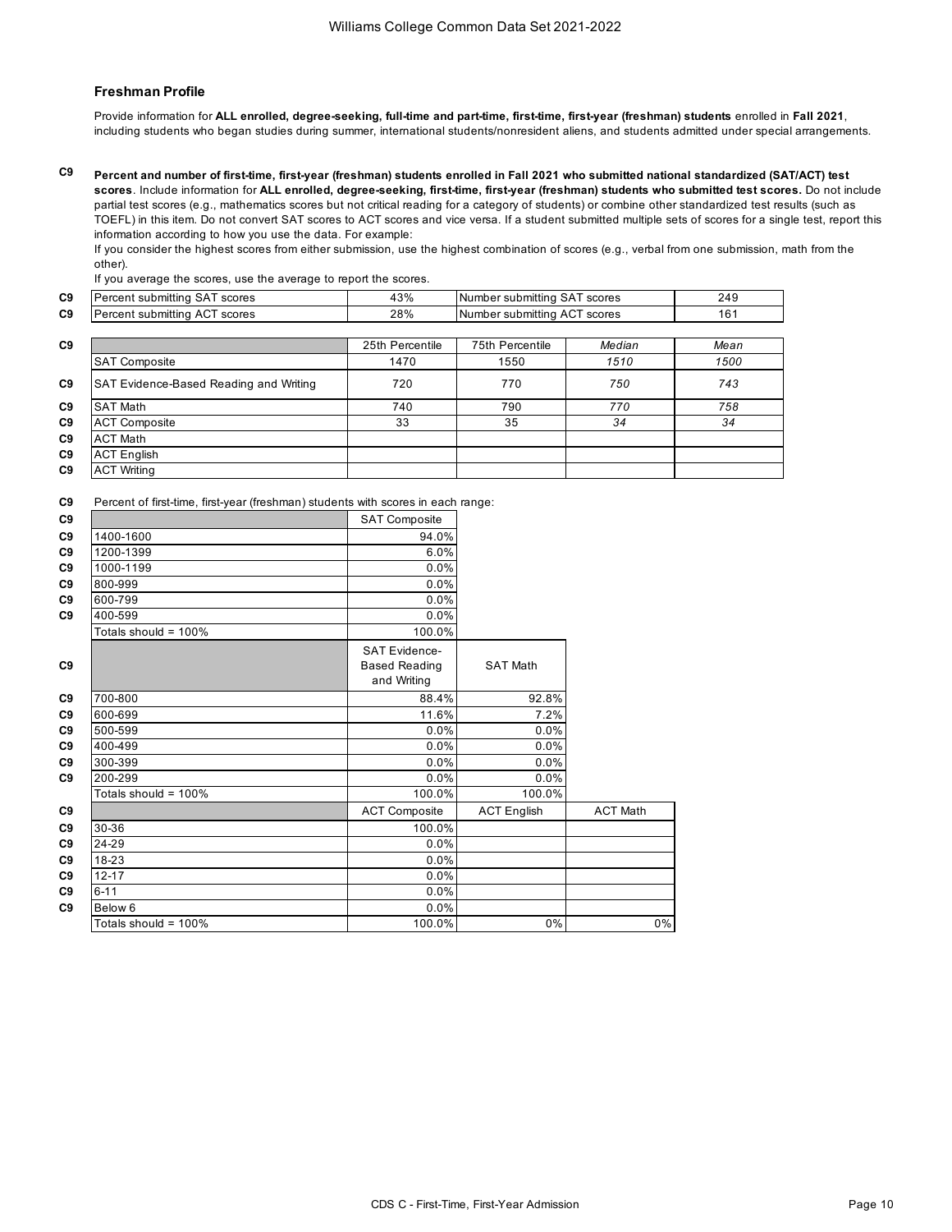## Freshman Profile

Provide information for **ALL enrolled, degree-seeking, full-time and part-time, first-time, first-year (freshman) students** enrolled in **Fall 2021**, including students who began studies during summer, international students/nonresident aliens, and students admitted under special arrangements.

**C9** **Percent and number of first-time, first-year (freshman) students enrolled in Fall 2021 who submitted national standardized (SAT/ACT) test scores**. Include information for **ALL enrolled, degree-seeking, first-time, first-year (freshman) students who submitted test scores.** Do not include partial test scores (e.g., mathematics scores but not critical reading for a category of students) or combine other standardized test results (such as TOEFL) in this item. Do not convert SAT scores to ACT scores and vice versa. If a student submitted multiple sets of scores for a single test, report this information according to how you use the data. For example:
If you consider the highest scores from either submission, use the highest combination of scores (e.g., verbal from one submission, math from the other).
If you average the scores, use the average to report the scores.

| | | | | |
|---|---|---|---|---|
| C9 | Percent submitting SAT scores | 43% | Number submitting SAT scores | 249 |
| C9 | Percent submitting ACT scores | 28% | Number submitting ACT scores | 161 |

| | | 25th Percentile | 75th Percentile | *Median* | *Mean* |
|---|---|---|---|---|---|
| C9 | SAT Composite | 1470 | 1550 | *1510* | *1500* |
| C9 | SAT Evidence-Based Reading and Writing | 720 | 770 | *750* | *743* |
| C9 | SAT Math | 740 | 790 | *770* | *758* |
| C9 | ACT Composite | 33 | 35 | *34* | *34* |
| C9 | ACT Math | | | | |
| C9 | ACT English | | | | |
| C9 | ACT Writing | | | | |

**C9** Percent of first-time, first-year (freshman) students with scores in each range:

| | | SAT Composite |
|---|---|---|
| C9 | 1400-1600 | 94.0% |
| C9 | 1200-1399 | 6.0% |
| C9 | 1000-1199 | 0.0% |
| C9 | 800-999 | 0.0% |
| C9 | 600-799 | 0.0% |
| C9 | 400-599 | 0.0% |
| | Totals should = 100% | 100.0% |

| | | SAT Evidence-Based Reading and Writing | SAT Math |
|---|---|---|---|
| C9 | 700-800 | 88.4% | 92.8% |
| C9 | 600-699 | 11.6% | 7.2% |
| C9 | 500-599 | 0.0% | 0.0% |
| C9 | 400-499 | 0.0% | 0.0% |
| C9 | 300-399 | 0.0% | 0.0% |
| C9 | 200-299 | 0.0% | 0.0% |
| | Totals should = 100% | 100.0% | 100.0% |

| | | ACT Composite | ACT English | ACT Math |
|---|---|---|---|---|
| C9 | 30-36 | 100.0% | | |
| C9 | 24-29 | 0.0% | | |
| C9 | 18-23 | 0.0% | | |
| C9 | 12-17 | 0.0% | | |
| C9 | 6-11 | 0.0% | | |
| C9 | Below 6 | 0.0% | | |
| | Totals should = 100% | 100.0% | 0% | 0% |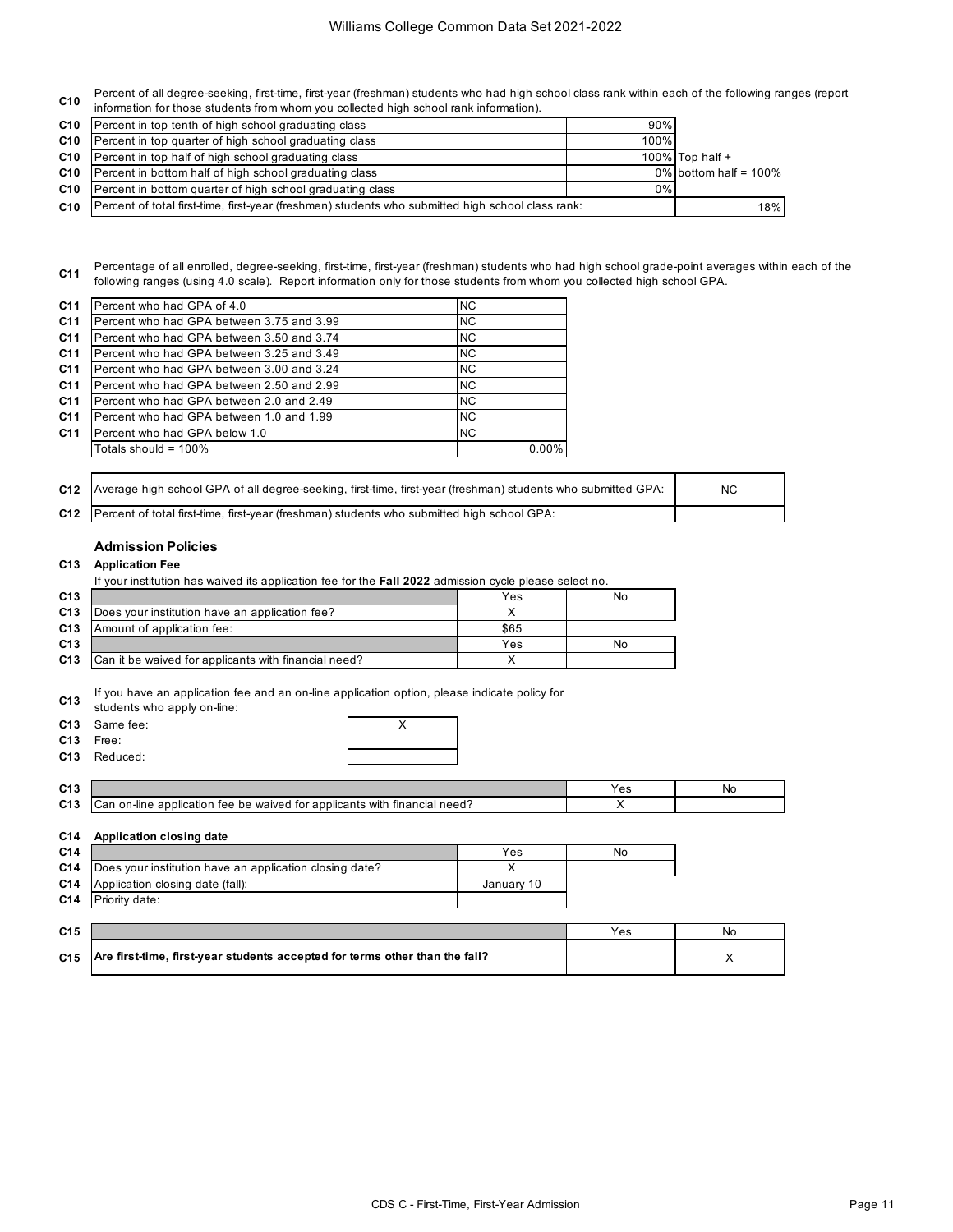**C10** Percent of all degree-seeking, first-time, first-year (freshman) students who had high school class rank within each of the following ranges (report information for those students from whom you collected high school rank information).

| | | | |
|---|---|---|---|
| C10 | Percent in top tenth of high school graduating class | 90% | |
| C10 | Percent in top quarter of high school graduating class | 100% | |
| C10 | Percent in top half of high school graduating class | 100% | Top half + |
| C10 | Percent in bottom half of high school graduating class | 0% | bottom half = 100% |
| C10 | Percent in bottom quarter of high school graduating class | 0% | |
| C10 | Percent of total first-time, first-year (freshmen) students who submitted high school class rank: | | 18% |

**C11** Percentage of all enrolled, degree-seeking, first-time, first-year (freshman) students who had high school grade-point averages within each of the following ranges (using 4.0 scale). Report information only for those students from whom you collected high school GPA.

| | | |
|---|---|---|
| C11 | Percent who had GPA of 4.0 | NC |
| C11 | Percent who had GPA between 3.75 and 3.99 | NC |
| C11 | Percent who had GPA between 3.50 and 3.74 | NC |
| C11 | Percent who had GPA between 3.25 and 3.49 | NC |
| C11 | Percent who had GPA between 3.00 and 3.24 | NC |
| C11 | Percent who had GPA between 2.50 and 2.99 | NC |
| C11 | Percent who had GPA between 2.0 and 2.49 | NC |
| C11 | Percent who had GPA between 1.0 and 1.99 | NC |
| C11 | Percent who had GPA below 1.0 | NC |
| | Totals should = 100% | 0.00% |

| | | |
|---|---|---|
| C12 | Average high school GPA of all degree-seeking, first-time, first-year (freshman) students who submitted GPA: | NC |
| C12 | Percent of total first-time, first-year (freshman) students who submitted high school GPA: | |

## Admission Policies

### C13 Application Fee

If your institution has waived its application fee for the **Fall 2022** admission cycle please select no.

| | | Yes | No |
|---|---|---|---|
| C13 | Does your institution have an application fee? | X | |
| C13 | Amount of application fee: | $65 | |

| | | Yes | No |
|---|---|---|---|
| C13 | Can it be waived for applicants with financial need? | X | |

**C13** If you have an application fee and an on-line application option, please indicate policy for students who apply on-line:

| | | |
|---|---|---|
| C13 | Same fee: | X |
| C13 | Free: | |
| C13 | Reduced: | |

| | | Yes | No |
|---|---|---|---|
| C13 | Can on-line application fee be waived for applicants with financial need? | X | |

### C14 Application closing date

| | | Yes | No |
|---|---|---|---|
| C14 | Does your institution have an application closing date? | X | |
| C14 | Application closing date (fall): | January 10 | |
| C14 | Priority date: | | |

| | | Yes | No |
|---|---|---|---|
| C15 | **Are first-time, first-year students accepted for terms other than the fall?** | | X |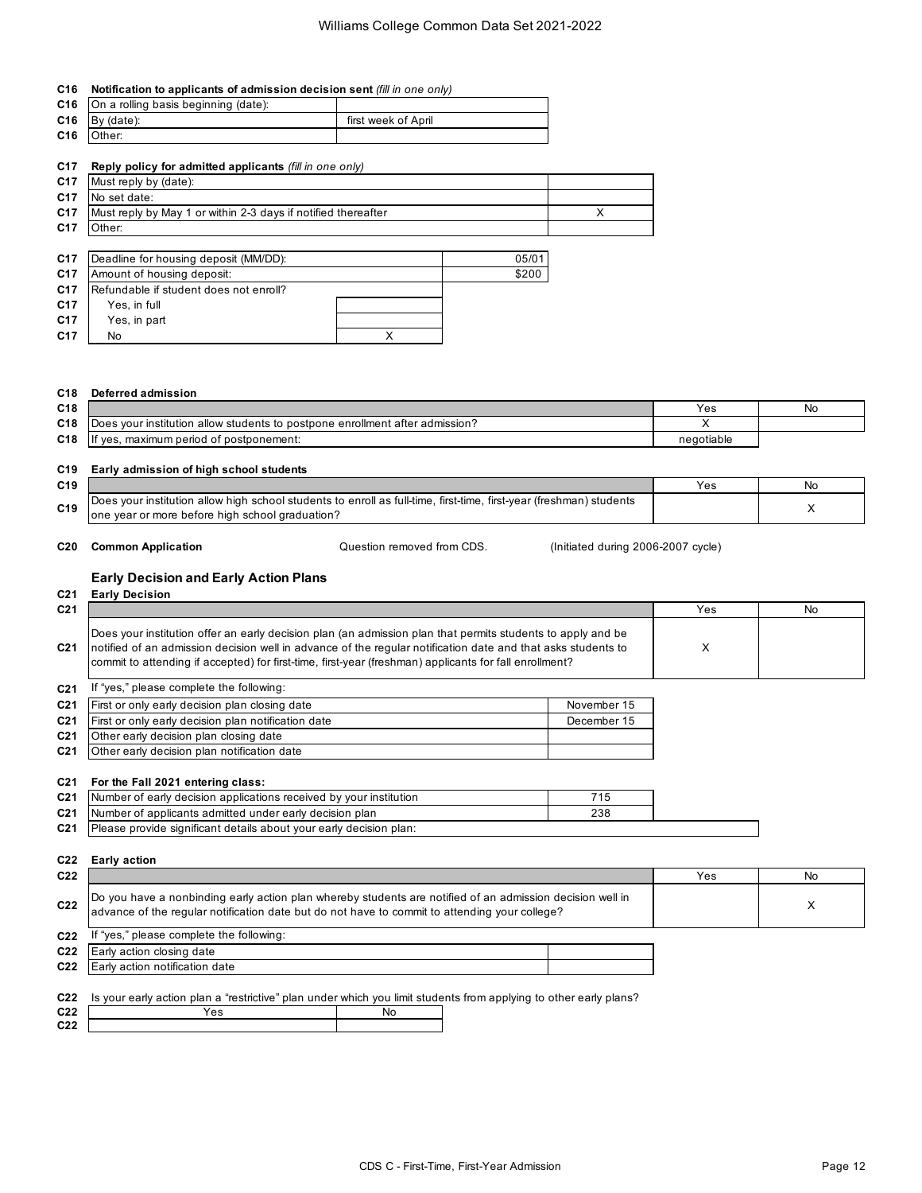**C16 Notification to applicants of admission decision sent** *(fill in one only)*

| | | |
|---|---|---|
| C16 | On a rolling basis beginning (date): | |
| C16 | By (date): | first week of April |
| C16 | Other: | |

**C17 Reply policy for admitted applicants** *(fill in one only)*

| | | |
|---|---|---|
| C17 | Must reply by (date): | |
| C17 | No set date: | |
| C17 | Must reply by May 1 or within 2-3 days if notified thereafter | X |
| C17 | Other: | |

| | | |
|---|---|---|
| C17 | Deadline for housing deposit (MM/DD): | 05/01 |
| C17 | Amount of housing deposit: | $200 |
| C17 | Refundable if student does not enroll? | |
| C17 | Yes, in full | |
| C17 | Yes, in part | |
| C17 | No | X |

**C18 Deferred admission**

| | | Yes | No |
|---|---|---|---|
| C18 | Does your institution allow students to postpone enrollment after admission? | X | |
| C18 | If yes, maximum period of postponement: | negotiable | |

**C19 Early admission of high school students**

| | | Yes | No |
|---|---|---|---|
| C19 | Does your institution allow high school students to enroll as full-time, first-time, first-year (freshman) students one year or more before high school graduation? | | X |

**C20 Common Application** Question removed from CDS. (Initiated during 2006-2007 cycle)

### Early Decision and Early Action Plans

**C21 Early Decision**

| | | Yes | No |
|---|---|---|---|
| C21 | Does your institution offer an early decision plan (an admission plan that permits students to apply and be notified of an admission decision well in advance of the regular notification date and that asks students to commit to attending if accepted) for first-time, first-year (freshman) applicants for fall enrollment? | X | |

C21 If "yes," please complete the following:

| | | |
|---|---|---|
| C21 | First or only early decision plan closing date | November 15 |
| C21 | First or only early decision plan notification date | December 15 |
| C21 | Other early decision plan closing date | |
| C21 | Other early decision plan notification date | |

**C21 For the Fall 2021 entering class:**

| | | |
|---|---|---|
| C21 | Number of early decision applications received by your institution | 715 |
| C21 | Number of applicants admitted under early decision plan | 238 |
| C21 | Please provide significant details about your early decision plan: | |

**C22 Early action**

| | | Yes | No |
|---|---|---|---|
| C22 | Do you have a nonbinding early action plan whereby students are notified of an admission decision well in advance of the regular notification date but do not have to commit to attending your college? | | X |

C22 If "yes," please complete the following:

| | | |
|---|---|---|
| C22 | Early action closing date | |
| C22 | Early action notification date | |

C22 Is your early action plan a "restrictive" plan under which you limit students from applying to other early plans?

| | Yes | No |
|---|---|---|
| C22 | | |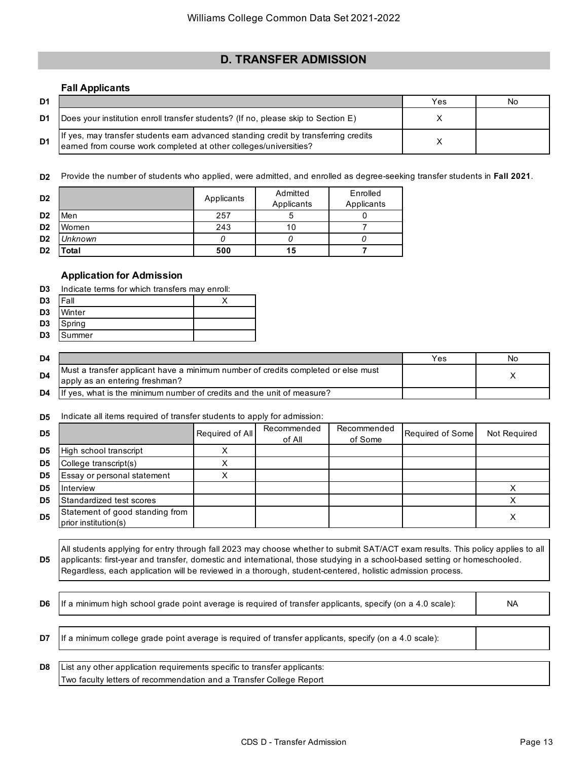## D. TRANSFER ADMISSION

### Fall Applicants

| D1 | | Yes | No |
|---|---|---|---|
| D1 | Does your institution enroll transfer students? (If no, please skip to Section E) | X | |
| D1 | If yes, may transfer students earn advanced standing credit by transferring credits earned from course work completed at other colleges/universities? | X | |

**D2** Provide the number of students who applied, were admitted, and enrolled as degree-seeking transfer students in **Fall 2021**.

| D2 | | Applicants | Admitted Applicants | Enrolled Applicants |
|---|---|---|---|---|
| D2 | Men | 257 | 5 | 0 |
| D2 | Women | 243 | 10 | 7 |
| D2 | *Unknown* | *0* | *0* | *0* |
| D2 | **Total** | **500** | **15** | **7** |

### Application for Admission

**D3** Indicate terms for which transfers may enroll:

| D3 | Term | |
|---|---|---|
| D3 | Fall | X |
| D3 | Winter | |
| D3 | Spring | |
| D3 | Summer | |

| D4 | | Yes | No |
|---|---|---|---|
| D4 | Must a transfer applicant have a minimum number of credits completed or else must apply as an entering freshman? | | X |
| D4 | If yes, what is the minimum number of credits and the unit of measure? | | |

**D5** Indicate all items required of transfer students to apply for admission:

| D5 | | Required of All | Recommended of All | Recommended of Some | Required of Some | Not Required |
|---|---|---|---|---|---|---|
| D5 | High school transcript | X | | | | |
| D5 | College transcript(s) | X | | | | |
| D5 | Essay or personal statement | X | | | | |
| D5 | Interview | | | | | X |
| D5 | Standardized test scores | | | | | X |
| D5 | Statement of good standing from prior institution(s) | | | | | X |

**D5** All students applying for entry through fall 2023 may choose whether to submit SAT/ACT exam results. This policy applies to all applicants: first-year and transfer, domestic and international, those studying in a school-based setting or homeschooled. Regardless, each application will be reviewed in a thorough, student-centered, holistic admission process.

| D6 | If a minimum high school grade point average is required of transfer applicants, specify (on a 4.0 scale): | NA |
|---|---|---|

| D7 | If a minimum college grade point average is required of transfer applicants, specify (on a 4.0 scale): | |
|---|---|---|

**D8** List any other application requirements specific to transfer applicants:
Two faculty letters of recommendation and a Transfer College Report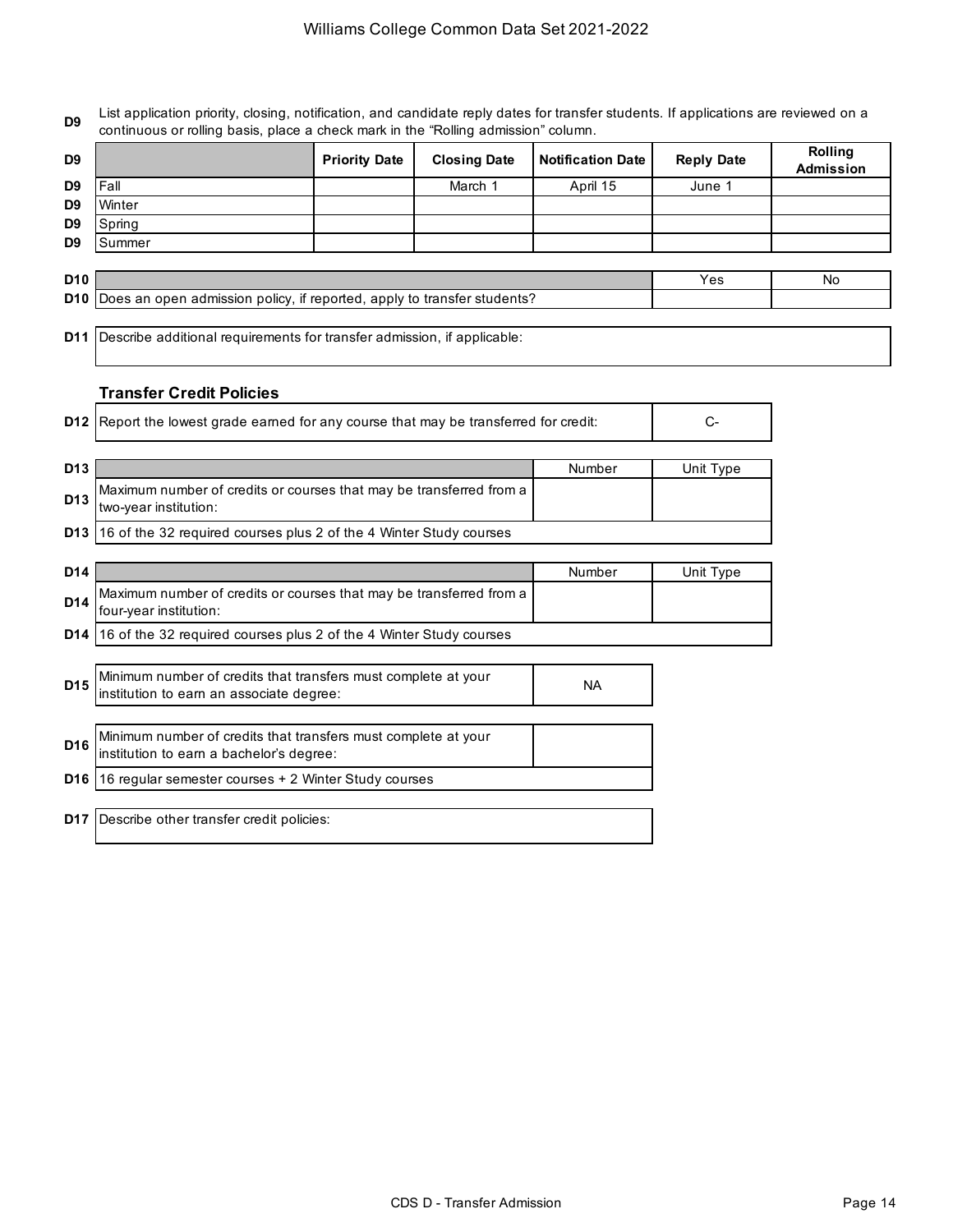**D9** List application priority, closing, notification, and candidate reply dates for transfer students. If applications are reviewed on a continuous or rolling basis, place a check mark in the "Rolling admission" column.

| D9 | | Priority Date | Closing Date | Notification Date | Reply Date | Rolling Admission |
|---|---|---|---|---|---|---|
| D9 | Fall | | March 1 | April 15 | June 1 | |
| D9 | Winter | | | | | |
| D9 | Spring | | | | | |
| D9 | Summer | | | | | |

| D10 | | Yes | No |
|---|---|---|---|
| D10 | Does an open admission policy, if reported, apply to transfer students? | | |

**D11** Describe additional requirements for transfer admission, if applicable:

### Transfer Credit Policies

| D12 | Report the lowest grade earned for any course that may be transferred for credit: | C- |
|---|---|---|

| D13 | | Number | Unit Type |
|---|---|---|---|
| D13 | Maximum number of credits or courses that may be transferred from a two-year institution: | | |
| D13 | 16 of the 32 required courses plus 2 of the 4 Winter Study courses | | |

| D14 | | Number | Unit Type |
|---|---|---|---|
| D14 | Maximum number of credits or courses that may be transferred from a four-year institution: | | |
| D14 | 16 of the 32 required courses plus 2 of the 4 Winter Study courses | | |

| D15 | Minimum number of credits that transfers must complete at your institution to earn an associate degree: | NA |
|---|---|---|

| D16 | Minimum number of credits that transfers must complete at your institution to earn a bachelor's degree: | |
|---|---|---|
| D16 | 16 regular semester courses + 2 Winter Study courses | |

**D17** Describe other transfer credit policies: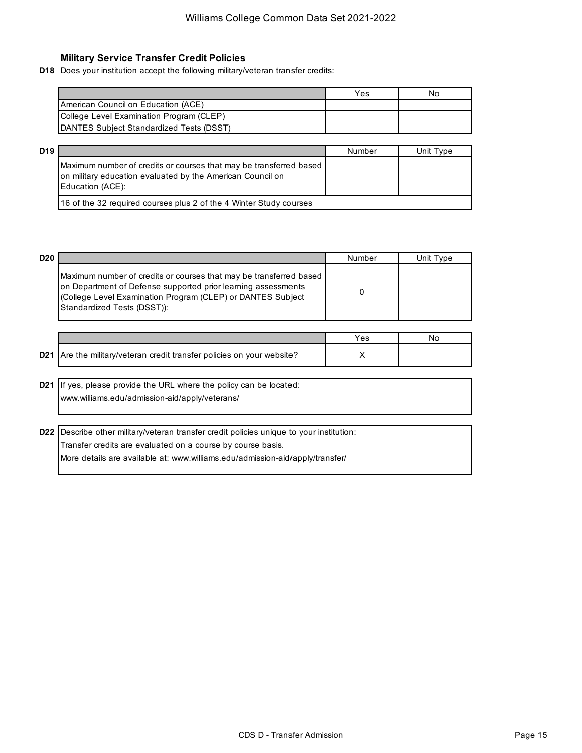### Military Service Transfer Credit Policies

**D18** Does your institution accept the following military/veteran transfer credits:

| | Yes | No |
|---|---|---|
| American Council on Education (ACE) | | |
| College Level Examination Program (CLEP) | | |
| DANTES Subject Standardized Tests (DSST) | | |

**D19**

| | Number | Unit Type |
|---|---|---|
| Maximum number of credits or courses that may be transferred based on military education evaluated by the American Council on Education (ACE): | | |
| 16 of the 32 required courses plus 2 of the 4 Winter Study courses | | |

**D20**

| | Number | Unit Type |
|---|---|---|
| Maximum number of credits or courses that may be transferred based on Department of Defense supported prior learning assessments (College Level Examination Program (CLEP) or DANTES Subject Standardized Tests (DSST)): | 0 | |

| | Yes | No |
|---|---|---|
| **D21** Are the military/veteran credit transfer policies on your website? | X | |

**D21** If yes, please provide the URL where the policy can be located:

www.williams.edu/admission-aid/apply/veterans/

**D22** Describe other military/veteran transfer credit policies unique to your institution:

Transfer credits are evaluated on a course by course basis.

More details are available at: www.williams.edu/admission-aid/apply/transfer/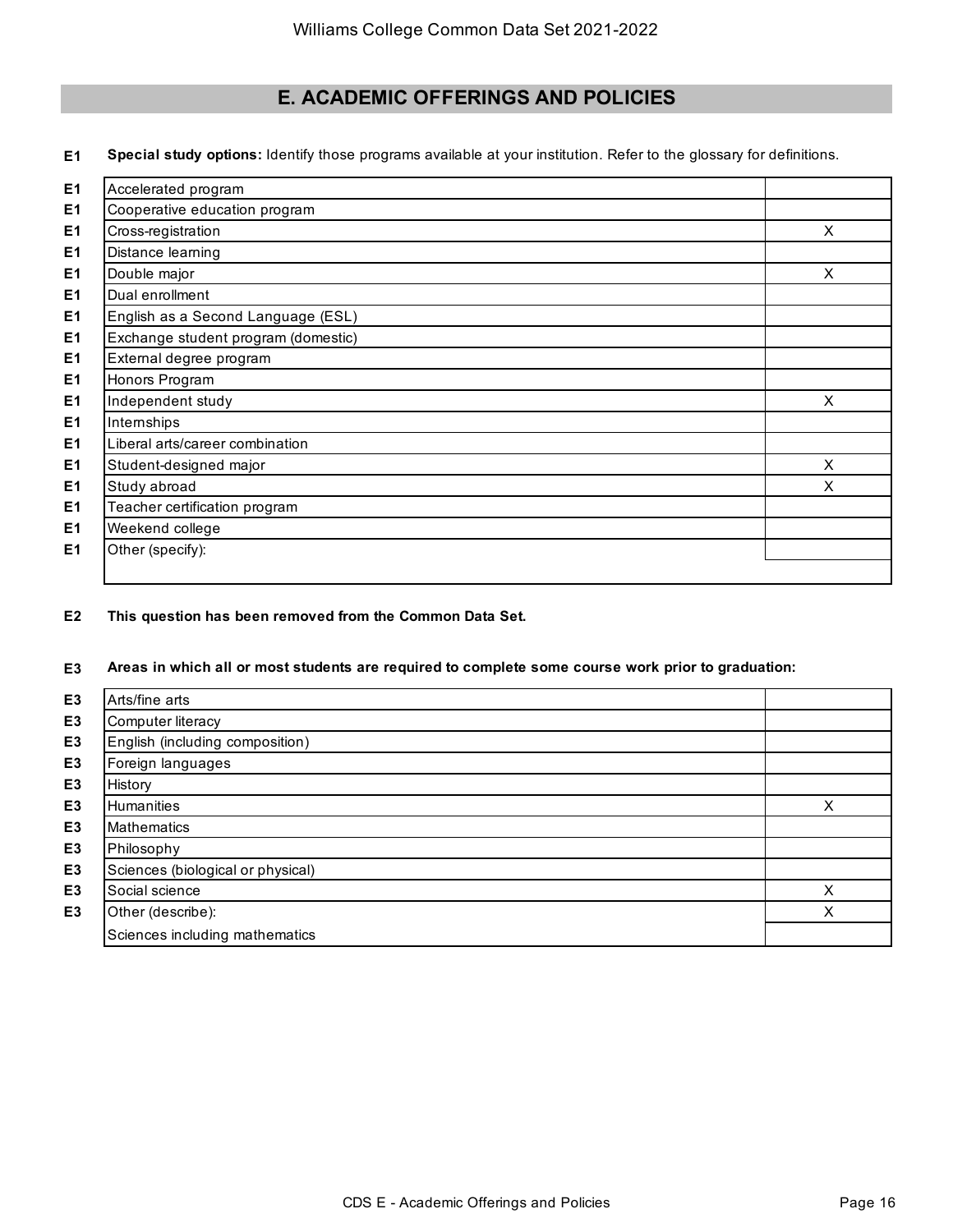## E. ACADEMIC OFFERINGS AND POLICIES

**E1** **Special study options:** Identify those programs available at your institution. Refer to the glossary for definitions.

| | | |
|---|---|---|
| E1 | Accelerated program | |
| E1 | Cooperative education program | |
| E1 | Cross-registration | X |
| E1 | Distance learning | |
| E1 | Double major | X |
| E1 | Dual enrollment | |
| E1 | English as a Second Language (ESL) | |
| E1 | Exchange student program (domestic) | |
| E1 | External degree program | |
| E1 | Honors Program | |
| E1 | Independent study | X |
| E1 | Internships | |
| E1 | Liberal arts/career combination | |
| E1 | Student-designed major | X |
| E1 | Study abroad | X |
| E1 | Teacher certification program | |
| E1 | Weekend college | |
| E1 | Other (specify): | |

**E2** **This question has been removed from the Common Data Set.**

**E3** **Areas in which all or most students are required to complete some course work prior to graduation:**

| | | |
|---|---|---|
| E3 | Arts/fine arts | |
| E3 | Computer literacy | |
| E3 | English (including composition) | |
| E3 | Foreign languages | |
| E3 | History | |
| E3 | Humanities | X |
| E3 | Mathematics | |
| E3 | Philosophy | |
| E3 | Sciences (biological or physical) | |
| E3 | Social science | X |
| E3 | Other (describe): | X |
| | Sciences including mathematics | |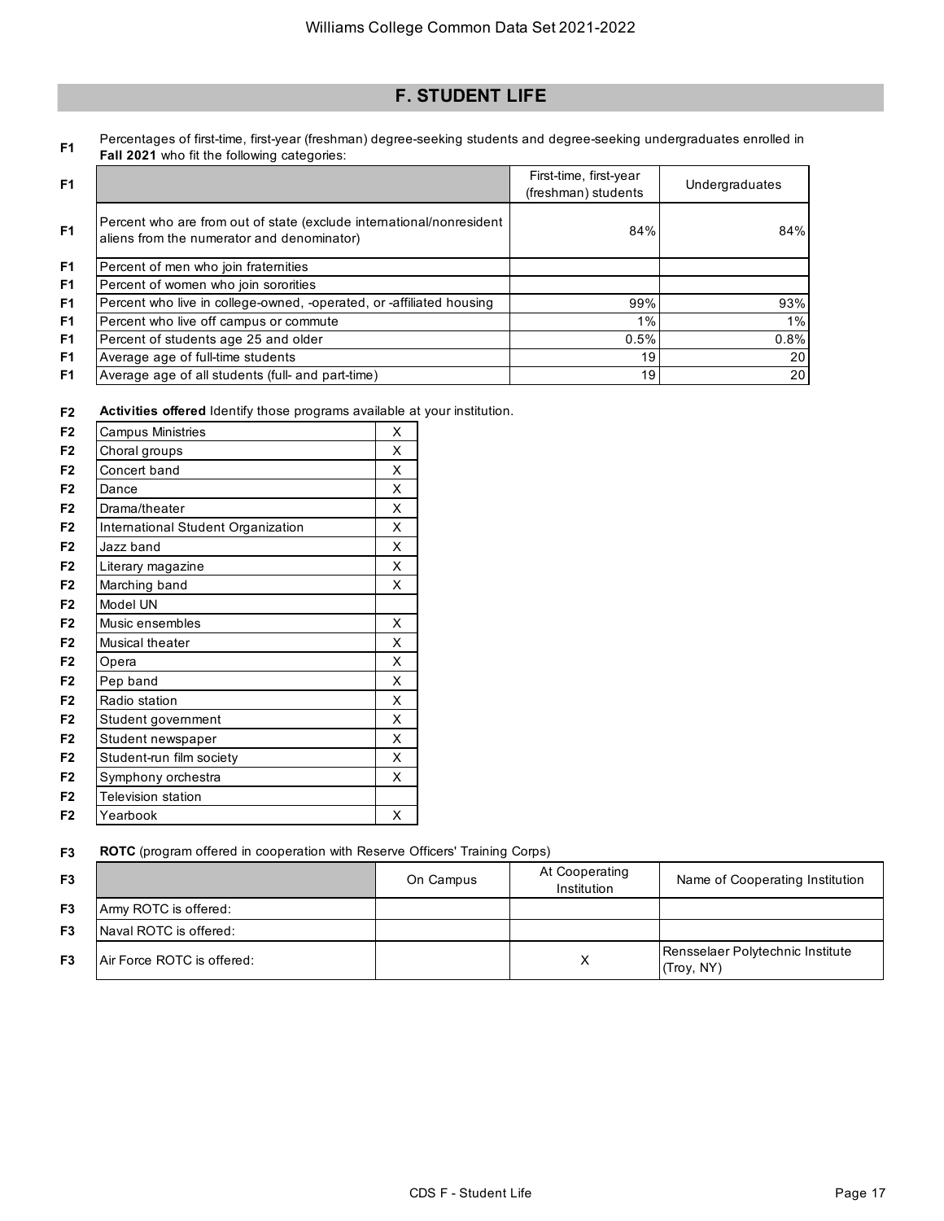## F. STUDENT LIFE

**F1** Percentages of first-time, first-year (freshman) degree-seeking students and degree-seeking undergraduates enrolled in **Fall 2021** who fit the following categories:

| | First-time, first-year (freshman) students | Undergraduates |
|---|---|---|
| Percent who are from out of state (exclude international/nonresident aliens from the numerator and denominator) | 84% | 84% |
| Percent of men who join fraternities | | |
| Percent of women who join sororities | | |
| Percent who live in college-owned, -operated, or -affiliated housing | 99% | 93% |
| Percent who live off campus or commute | 1% | 1% |
| Percent of students age 25 and older | 0.5% | 0.8% |
| Average age of full-time students | 19 | 20 |
| Average age of all students (full- and part-time) | 19 | 20 |

**F2** **Activities offered** Identify those programs available at your institution.

| Activity | Offered |
|---|---|
| Campus Ministries | X |
| Choral groups | X |
| Concert band | X |
| Dance | X |
| Drama/theater | X |
| International Student Organization | X |
| Jazz band | X |
| Literary magazine | X |
| Marching band | X |
| Model UN | |
| Music ensembles | X |
| Musical theater | X |
| Opera | X |
| Pep band | X |
| Radio station | X |
| Student government | X |
| Student newspaper | X |
| Student-run film society | X |
| Symphony orchestra | X |
| Television station | |
| Yearbook | X |

**F3** **ROTC** (program offered in cooperation with Reserve Officers' Training Corps)

| | On Campus | At Cooperating Institution | Name of Cooperating Institution |
|---|---|---|---|
| Army ROTC is offered: | | | |
| Naval ROTC is offered: | | | |
| Air Force ROTC is offered: | | X | Rensselaer Polytechnic Institute (Troy, NY) |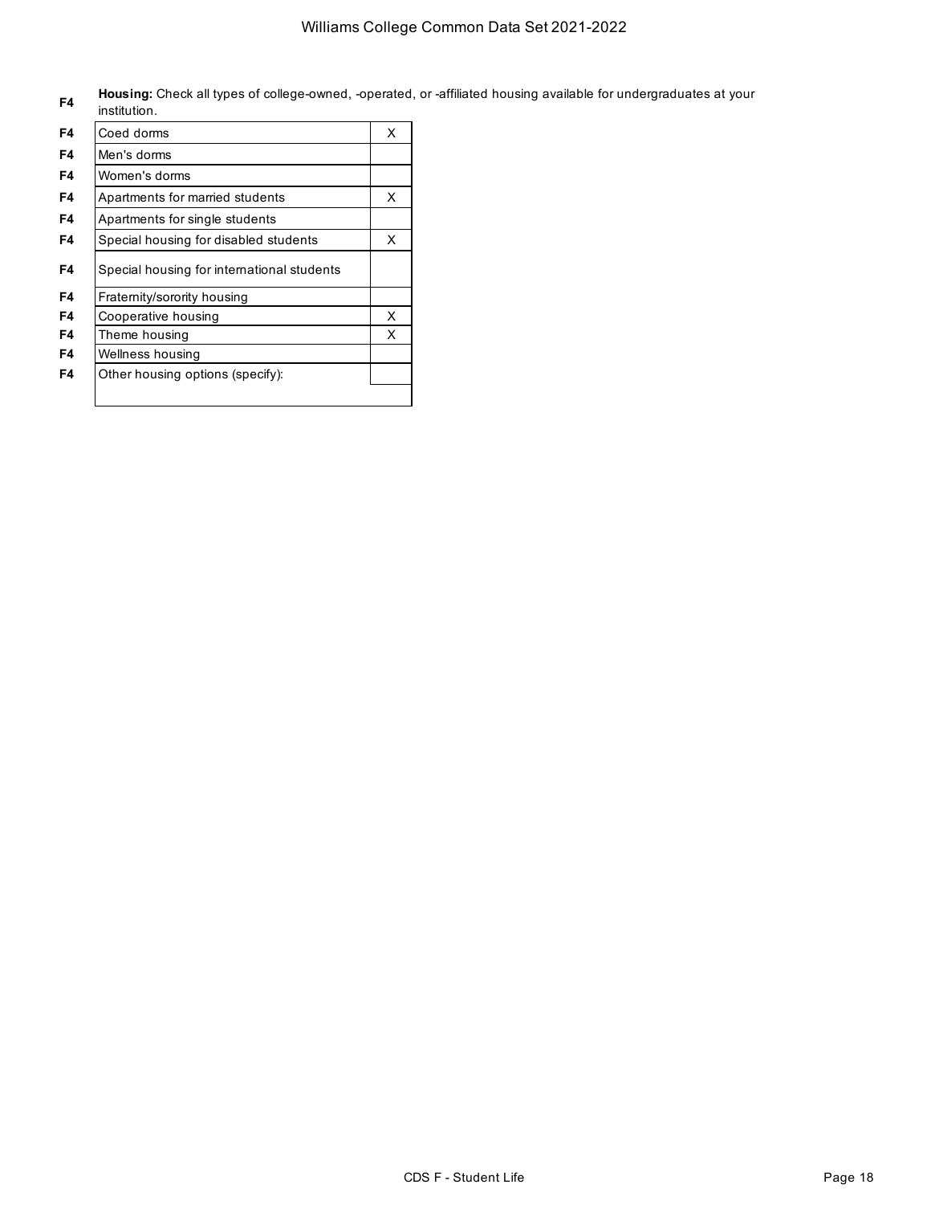**F4** **Housing:** Check all types of college-owned, -operated, or -affiliated housing available for undergraduates at your institution.

| | | |
|---|---|---|
| F4 | Coed dorms | X |
| F4 | Men's dorms | |
| F4 | Women's dorms | |
| F4 | Apartments for married students | X |
| F4 | Apartments for single students | |
| F4 | Special housing for disabled students | X |
| F4 | Special housing for international students | |
| F4 | Fraternity/sorority housing | |
| F4 | Cooperative housing | X |
| F4 | Theme housing | X |
| F4 | Wellness housing | |
| F4 | Other housing options (specify): | |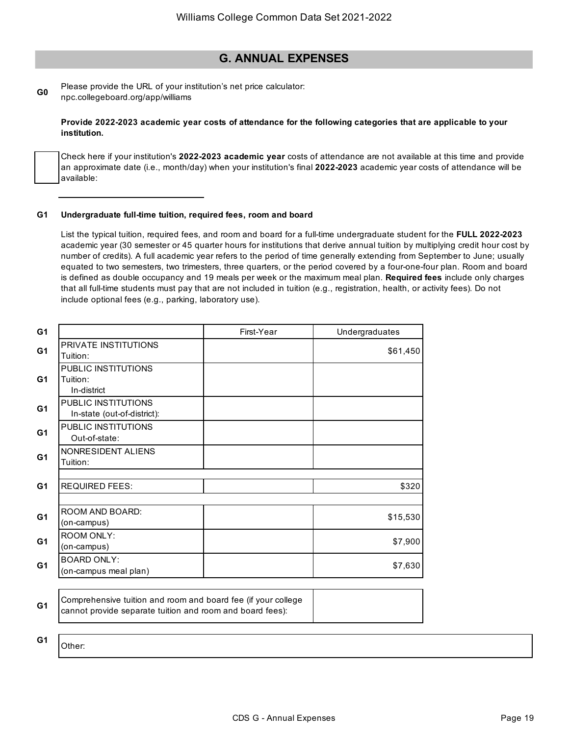## G. ANNUAL EXPENSES

**G0** Please provide the URL of your institution's net price calculator:
npc.collegeboard.org/app/williams

**Provide 2022-2023 academic year costs of attendance for the following categories that are applicable to your institution.**

☐ Check here if your institution's **2022-2023 academic year** costs of attendance are not available at this time and provide an approximate date (i.e., month/day) when your institution's final **2022-2023** academic year costs of attendance will be available:

______________________________

**G1 Undergraduate full-time tuition, required fees, room and board**

List the typical tuition, required fees, and room and board for a full-time undergraduate student for the **FULL 2022-2023** academic year (30 semester or 45 quarter hours for institutions that derive annual tuition by multiplying credit hour cost by number of credits). A full academic year refers to the period of time generally extending from September to June; usually equated to two semesters, two trimesters, three quarters, or the period covered by a four-one-four plan. Room and board is defined as double occupancy and 19 meals per week or the maximum meal plan. **Required fees** include only charges that all full-time students must pay that are not included in tuition (e.g., registration, health, or activity fees). Do not include optional fees (e.g., parking, laboratory use).

| G1 | | First-Year | Undergraduates |
|---|---|---|---|
| G1 | PRIVATE INSTITUTIONS Tuition: | | $61,450 |
| G1 | PUBLIC INSTITUTIONS Tuition: In-district | | |
| G1 | PUBLIC INSTITUTIONS In-state (out-of-district): | | |
| G1 | PUBLIC INSTITUTIONS Out-of-state: | | |
| G1 | NONRESIDENT ALIENS Tuition: | | |
| G1 | REQUIRED FEES: | | $320 |
| G1 | ROOM AND BOARD: (on-campus) | | $15,530 |
| G1 | ROOM ONLY: (on-campus) | | $7,900 |
| G1 | BOARD ONLY: (on-campus meal plan) | | $7,630 |

| G1 | Comprehensive tuition and room and board fee (if your college cannot provide separate tuition and room and board fees): | |
|---|---|---|

**G1** Other: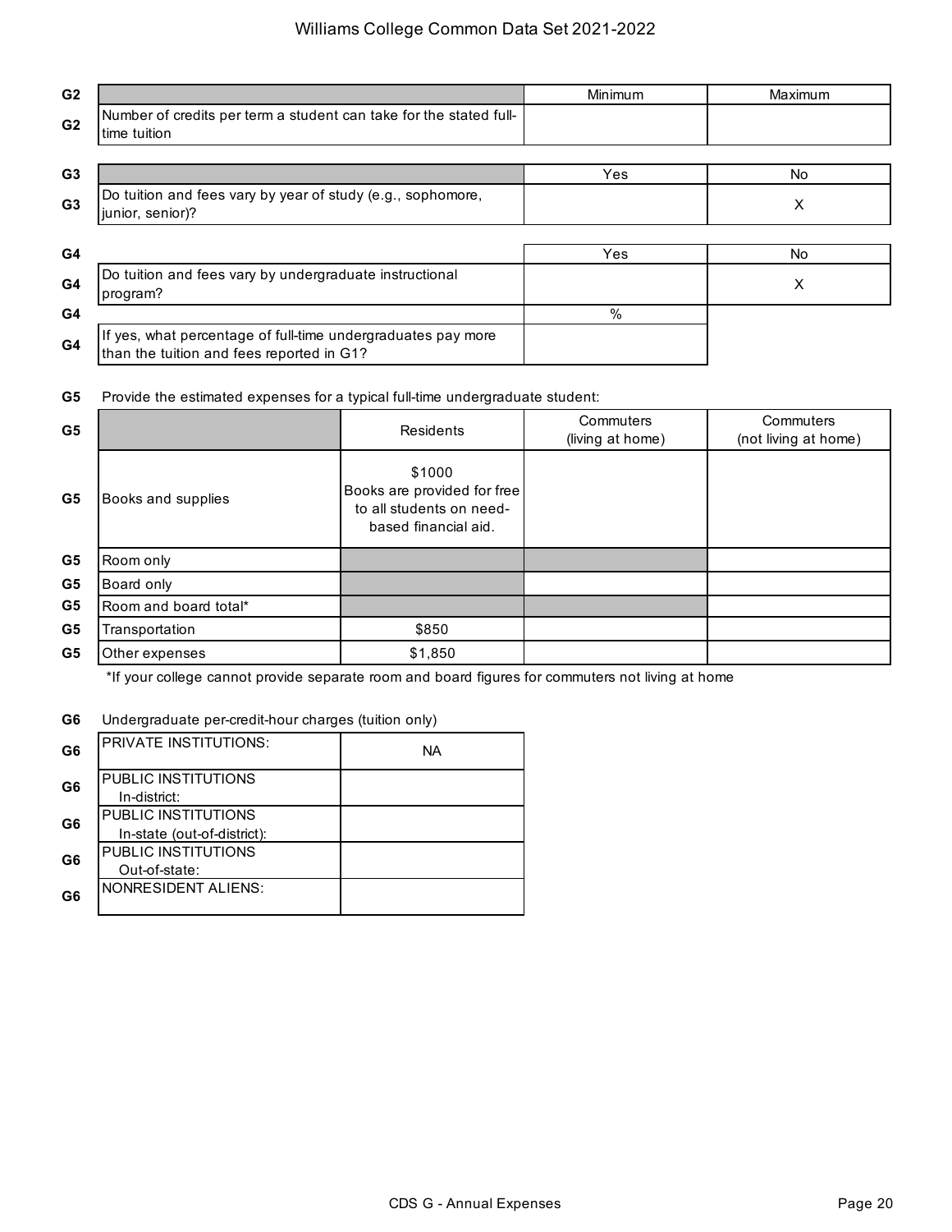| G2 | | Minimum | Maximum |
|---|---|---|---|
| G2 | Number of credits per term a student can take for the stated full-time tuition | | |

| G3 | | Yes | No |
|---|---|---|---|
| G3 | Do tuition and fees vary by year of study (e.g., sophomore, junior, senior)? | | X |

| G4 | | Yes | No |
|---|---|---|---|
| G4 | Do tuition and fees vary by undergraduate instructional program? | | X |
| G4 | | % | |
| G4 | If yes, what percentage of full-time undergraduates pay more than the tuition and fees reported in G1? | | |

**G5** Provide the estimated expenses for a typical full-time undergraduate student:

| G5 | | Residents | Commuters (living at home) | Commuters (not living at home) |
|---|---|---|---|---|
| G5 | Books and supplies | $1000 Books are provided for free to all students on need-based financial aid. | | |
| G5 | Room only | | | |
| G5 | Board only | | | |
| G5 | Room and board total* | | | |
| G5 | Transportation | $850 | | |
| G5 | Other expenses | $1,850 | | |

*If your college cannot provide separate room and board figures for commuters not living at home

**G6** Undergraduate per-credit-hour charges (tuition only)

| G6 | | |
|---|---|---|
| G6 | PRIVATE INSTITUTIONS: | NA |
| G6 | PUBLIC INSTITUTIONS In-district: | |
| G6 | PUBLIC INSTITUTIONS In-state (out-of-district): | |
| G6 | PUBLIC INSTITUTIONS Out-of-state: | |
| G6 | NONRESIDENT ALIENS: | |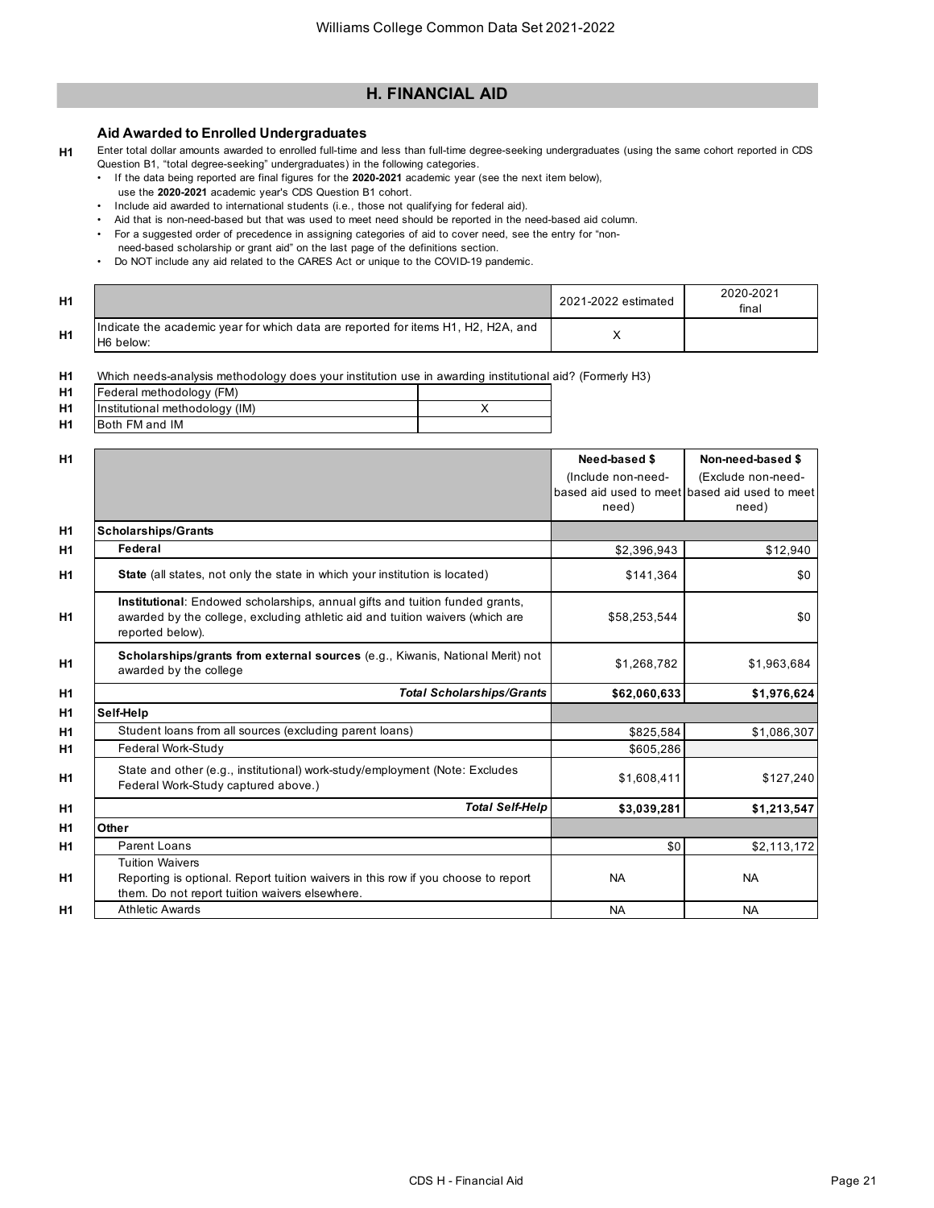## H. FINANCIAL AID

### Aid Awarded to Enrolled Undergraduates

H1 Enter total dollar amounts awarded to enrolled full-time and less than full-time degree-seeking undergraduates (using the same cohort reported in CDS Question B1, "total degree-seeking" undergraduates) in the following categories.

- If the data being reported are final figures for the **2020-2021** academic year (see the next item below), use the **2020-2021** academic year's CDS Question B1 cohort.
- Include aid awarded to international students (i.e., those not qualifying for federal aid).
- Aid that is non-need-based but that was used to meet need should be reported in the need-based aid column.
- For a suggested order of precedence in assigning categories of aid to cover need, see the entry for "non-need-based scholarship or grant aid" on the last page of the definitions section.
- Do NOT include any aid related to the CARES Act or unique to the COVID-19 pandemic.

| | | 2021-2022 estimated | 2020-2021 final |
|---|---|---|---|
| H1 | Indicate the academic year for which data are reported for items H1, H2, H2A, and H6 below: | X | |

H1 Which needs-analysis methodology does your institution use in awarding institutional aid? (Formerly H3)

| | | |
|---|---|---|
| H1 | Federal methodology (FM) | |
| H1 | Institutional methodology (IM) | X |
| H1 | Both FM and IM | |

| | | Need-based $ (Include non-need-based aid used to meet need) | Non-need-based $ (Exclude non-need-based aid used to meet need) |
|---|---|---|---|
| H1 | **Scholarships/Grants** | | |
| H1 | **Federal** | $2,396,943 | $12,940 |
| H1 | **State** (all states, not only the state in which your institution is located) | $141,364 | $0 |
| H1 | **Institutional**: Endowed scholarships, annual gifts and tuition funded grants, awarded by the college, excluding athletic aid and tuition waivers (which are reported below). | $58,253,544 | $0 |
| H1 | **Scholarships/grants from external sources** (e.g., Kiwanis, National Merit) not awarded by the college | $1,268,782 | $1,963,684 |
| H1 | ***Total Scholarships/Grants*** | **$62,060,633** | **$1,976,624** |
| H1 | **Self-Help** | | |
| H1 | Student loans from all sources (excluding parent loans) | $825,584 | $1,086,307 |
| H1 | Federal Work-Study | $605,286 | |
| H1 | State and other (e.g., institutional) work-study/employment (Note: Excludes Federal Work-Study captured above.) | $1,608,411 | $127,240 |
| H1 | ***Total Self-Help*** | **$3,039,281** | **$1,213,547** |
| H1 | **Other** | | |
| H1 | Parent Loans | $0 | $2,113,172 |
| H1 | Tuition Waivers<br>Reporting is optional. Report tuition waivers in this row if you choose to report them. Do not report tuition waivers elsewhere. | NA | NA |
| H1 | Athletic Awards | NA | NA |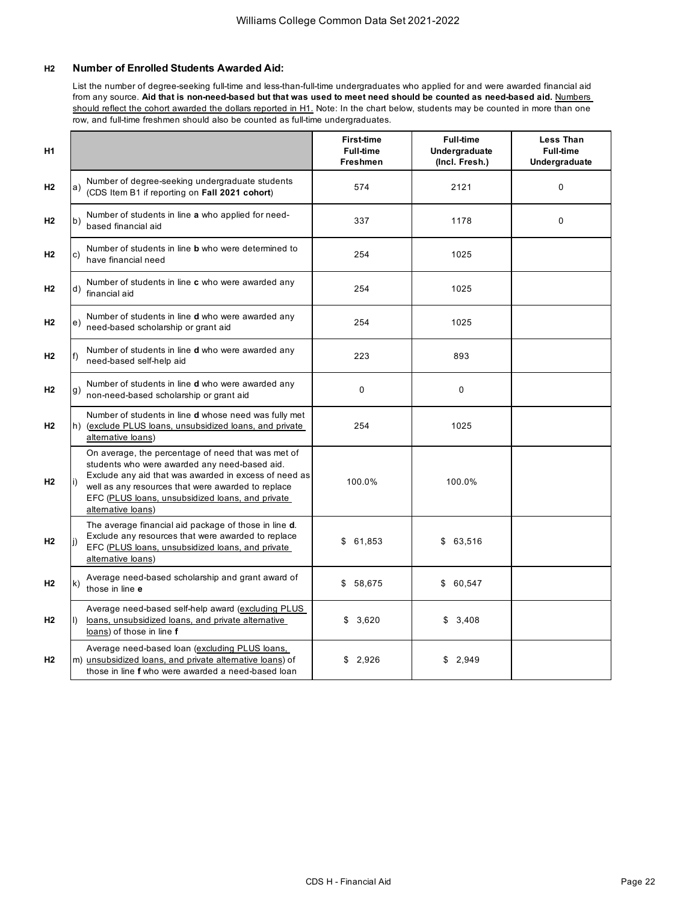## H2 Number of Enrolled Students Awarded Aid:

List the number of degree-seeking full-time and less-than-full-time undergraduates who applied for and were awarded financial aid from any source. **Aid that is non-need-based but that was used to meet need should be counted as need-based aid.** Numbers should reflect the cohort awarded the dollars reported in H1. Note: In the chart below, students may be counted in more than one row, and full-time freshmen should also be counted as full-time undergraduates.

| H1 | | | First-time Full-time Freshmen | Full-time Undergraduate (Incl. Fresh.) | Less Than Full-time Undergraduate |
|---|---|---|---|---|---|
| H2 | a) | Number of degree-seeking undergraduate students (CDS Item B1 if reporting on **Fall 2021 cohort**) | 574 | 2121 | 0 |
| H2 | b) | Number of students in line **a** who applied for need-based financial aid | 337 | 1178 | 0 |
| H2 | c) | Number of students in line **b** who were determined to have financial need | 254 | 1025 | |
| H2 | d) | Number of students in line **c** who were awarded any financial aid | 254 | 1025 | |
| H2 | e) | Number of students in line **d** who were awarded any need-based scholarship or grant aid | 254 | 1025 | |
| H2 | f) | Number of students in line **d** who were awarded any need-based self-help aid | 223 | 893 | |
| H2 | g) | Number of students in line **d** who were awarded any non-need-based scholarship or grant aid | 0 | 0 | |
| H2 | h) | Number of students in line **d** whose need was fully met (exclude PLUS loans, unsubsidized loans, and private alternative loans) | 254 | 1025 | |
| H2 | i) | On average, the percentage of need that was met of students who were awarded any need-based aid. Exclude any aid that was awarded in excess of need as well as any resources that were awarded to replace EFC (PLUS loans, unsubsidized loans, and private alternative loans) | 100.0% | 100.0% | |
| H2 | j) | The average financial aid package of those in line **d**. Exclude any resources that were awarded to replace EFC (PLUS loans, unsubsidized loans, and private alternative loans) | $ 61,853 | $ 63,516 | |
| H2 | k) | Average need-based scholarship and grant award of those in line **e** | $ 58,675 | $ 60,547 | |
| H2 | l) | Average need-based self-help award (excluding PLUS loans, unsubsidized loans, and private alternative loans) of those in line **f** | $ 3,620 | $ 3,408 | |
| H2 | m) | Average need-based loan (excluding PLUS loans, unsubsidized loans, and private alternative loans) of those in line **f** who were awarded a need-based loan | $ 2,926 | $ 2,949 | |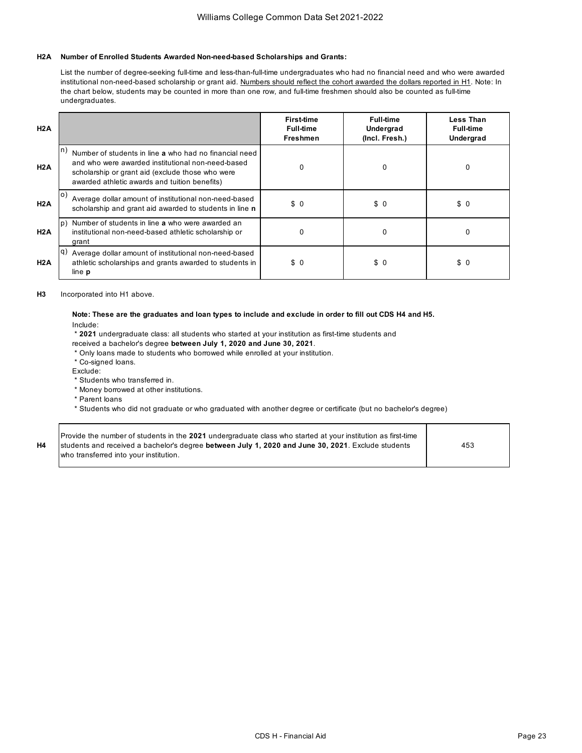**H2A Number of Enrolled Students Awarded Non-need-based Scholarships and Grants:**

List the number of degree-seeking full-time and less-than-full-time undergraduates who had no financial need and who were awarded institutional non-need-based scholarship or grant aid. Numbers should reflect the cohort awarded the dollars reported in H1. Note: In the chart below, students may be counted in more than one row, and full-time freshmen should also be counted as full-time undergraduates.

| H2A | | First-time Full-time Freshmen | Full-time Undergrad (Incl. Fresh.) | Less Than Full-time Undergrad |
|---|---|---|---|---|
| H2A | n) Number of students in line **a** who had no financial need and who were awarded institutional non-need-based scholarship or grant aid (exclude those who were awarded athletic awards and tuition benefits) | 0 | 0 | 0 |
| H2A | o) Average dollar amount of institutional non-need-based scholarship and grant aid awarded to students in line **n** | $ 0 | $ 0 | $ 0 |
| H2A | p) Number of students in line **a** who were awarded an institutional non-need-based athletic scholarship or grant | 0 | 0 | 0 |
| H2A | q) Average dollar amount of institutional non-need-based athletic scholarships and grants awarded to students in line **p** | $ 0 | $ 0 | $ 0 |

**H3** Incorporated into H1 above.

**Note: These are the graduates and loan types to include and exclude in order to fill out CDS H4 and H5.**

Include:

* **2021** undergraduate class: all students who started at your institution as first-time students and received a bachelor's degree **between July 1, 2020 and June 30, 2021**.
* Only loans made to students who borrowed while enrolled at your institution.
* Co-signed loans.

Exclude:

* Students who transferred in.
* Money borrowed at other institutions.
* Parent loans
* Students who did not graduate or who graduated with another degree or certificate (but no bachelor's degree)

| | | |
|---|---|---|
| H4 | Provide the number of students in the **2021** undergraduate class who started at your institution as first-time students and received a bachelor's degree **between July 1, 2020 and June 30, 2021**. Exclude students who transferred into your institution. | 453 |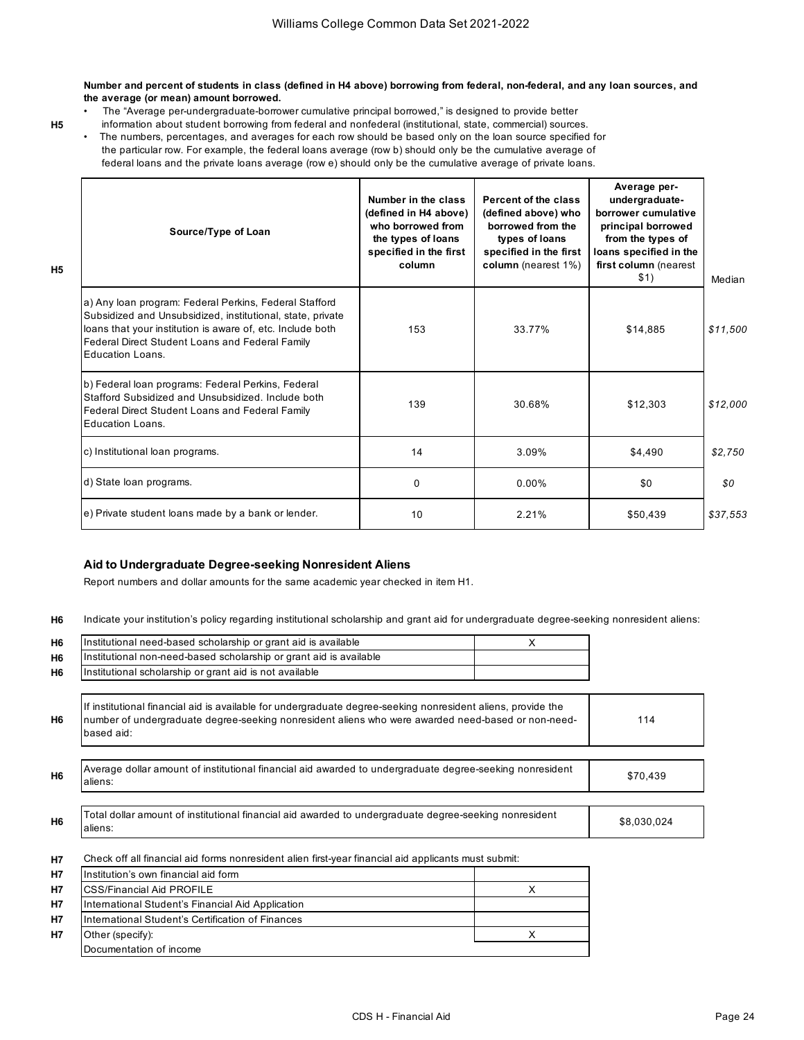**H5** **Number and percent of students in class (defined in H4 above) borrowing from federal, non-federal, and any loan sources, and the average (or mean) amount borrowed.**

- The "Average per-undergraduate-borrower cumulative principal borrowed," is designed to provide better information about student borrowing from federal and nonfederal (institutional, state, commercial) sources.
- The numbers, percentages, and averages for each row should be based only on the loan source specified for the particular row. For example, the federal loans average (row b) should only be the cumulative average of federal loans and the private loans average (row e) should only be the cumulative average of private loans.

| Source/Type of Loan | Number in the class (defined in H4 above) who borrowed from the types of loans specified in the first column | Percent of the class (defined above) who borrowed from the types of loans specified in the first column (nearest 1%) | Average per-undergraduate-borrower cumulative principal borrowed from the types of loans specified in the first column (nearest $1) | Median |
|---|---|---|---|---|
| a) Any loan program: Federal Perkins, Federal Stafford Subsidized and Unsubsidized, institutional, state, private loans that your institution is aware of, etc. Include both Federal Direct Student Loans and Federal Family Education Loans. | 153 | 33.77% | $14,885 | *$11,500* |
| b) Federal loan programs: Federal Perkins, Federal Stafford Subsidized and Unsubsidized. Include both Federal Direct Student Loans and Federal Family Education Loans. | 139 | 30.68% | $12,303 | *$12,000* |
| c) Institutional loan programs. | 14 | 3.09% | $4,490 | *$2,750* |
| d) State loan programs. | 0 | 0.00% | $0 | *$0* |
| e) Private student loans made by a bank or lender. | 10 | 2.21% | $50,439 | *$37,553* |

### Aid to Undergraduate Degree-seeking Nonresident Aliens

Report numbers and dollar amounts for the same academic year checked in item H1.

**H6** Indicate your institution's policy regarding institutional scholarship and grant aid for undergraduate degree-seeking nonresident aliens:

| | |
|---|---|
| Institutional need-based scholarship or grant aid is available | X |
| Institutional non-need-based scholarship or grant aid is available | |
| Institutional scholarship or grant aid is not available | |

| | |
|---|---|
| If institutional financial aid is available for undergraduate degree-seeking nonresident aliens, provide the number of undergraduate degree-seeking nonresident aliens who were awarded need-based or non-need-based aid: | 114 |
| Average dollar amount of institutional financial aid awarded to undergraduate degree-seeking nonresident aliens: | $70,439 |
| Total dollar amount of institutional financial aid awarded to undergraduate degree-seeking nonresident aliens: | $8,030,024 |

**H7** Check off all financial aid forms nonresident alien first-year financial aid applicants must submit:

| | |
|---|---|
| Institution's own financial aid form | |
| CSS/Financial Aid PROFILE | X |
| International Student's Financial Aid Application | |
| International Student's Certification of Finances | |
| Other (specify): | X |
| Documentation of income | |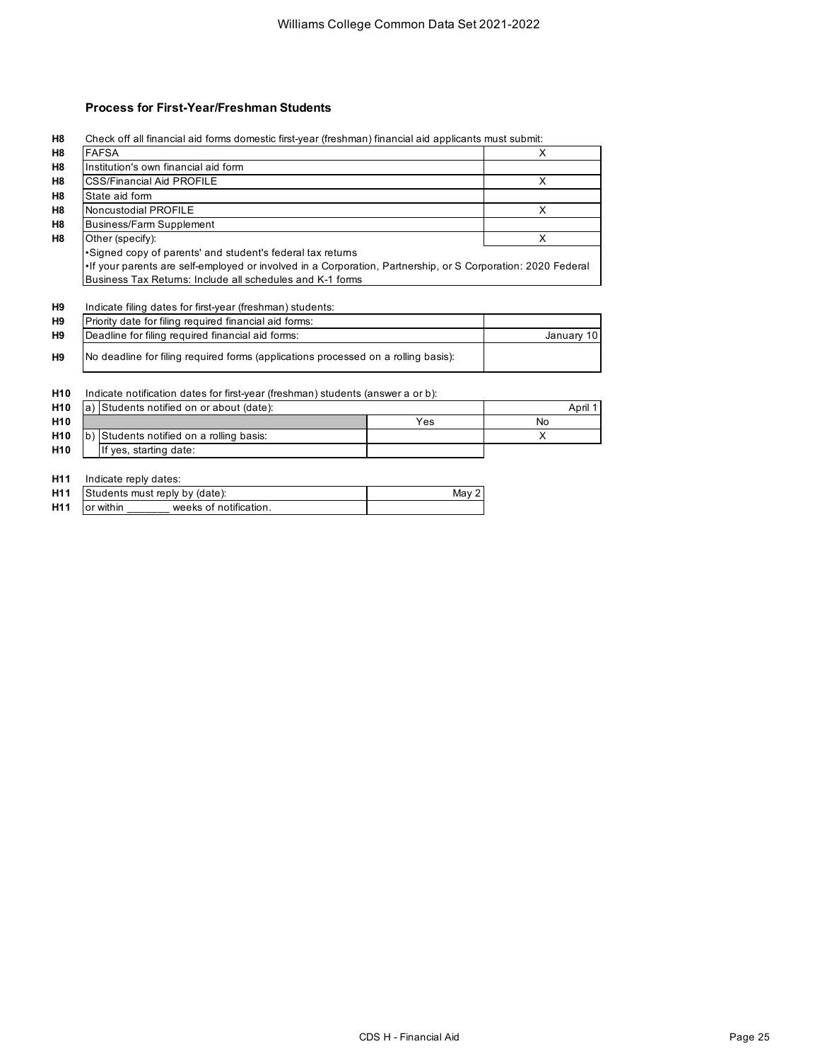### Process for First-Year/Freshman Students

**H8** Check off all financial aid forms domestic first-year (freshman) financial aid applicants must submit:

| | | |
|---|---|---|
| H8 | FAFSA | X |
| H8 | Institution's own financial aid form | |
| H8 | CSS/Financial Aid PROFILE | X |
| H8 | State aid form | |
| H8 | Noncustodial PROFILE | X |
| H8 | Business/Farm Supplement | |
| H8 | Other (specify): | X |
| | •Signed copy of parents' and student's federal tax returns<br>•If your parents are self-employed or involved in a Corporation, Partnership, or S Corporation: 2020 Federal Business Tax Returns: Include all schedules and K-1 forms | |

**H9** Indicate filing dates for first-year (freshman) students:

| | | |
|---|---|---|
| H9 | Priority date for filing required financial aid forms: | |
| H9 | Deadline for filing required financial aid forms: | January 10 |
| H9 | No deadline for filing required forms (applications processed on a rolling basis): | |

**H10** Indicate notification dates for first-year (freshman) students (answer a or b):

| | | | |
|---|---|---|---|
| H10 | a) Students notified on or about (date): | | April 1 |
| H10 | | Yes | No |
| H10 | b) Students notified on a rolling basis: | | X |
| H10 | If yes, starting date: | | |

**H11** Indicate reply dates:

| | | |
|---|---|---|
| H11 | Students must reply by (date): | May 2 |
| H11 | or within _______ weeks of notification. | |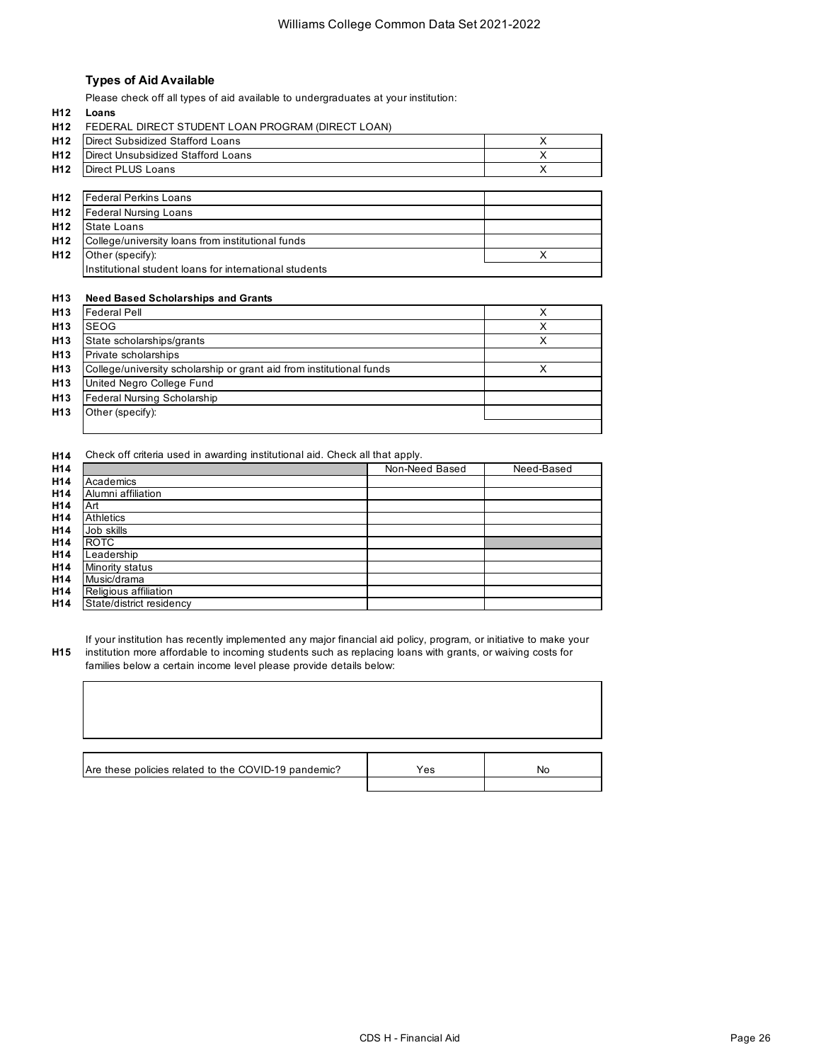### Types of Aid Available

Please check off all types of aid available to undergraduates at your institution:

**H12 Loans**

H12 FEDERAL DIRECT STUDENT LOAN PROGRAM (DIRECT LOAN)

| | | |
|---|---|---|
| H12 | Direct Subsidized Stafford Loans | X |
| H12 | Direct Unsubsidized Stafford Loans | X |
| H12 | Direct PLUS Loans | X |

| | | |
|---|---|---|
| H12 | Federal Perkins Loans | |
| H12 | Federal Nursing Loans | |
| H12 | State Loans | |
| H12 | College/university loans from institutional funds | |
| H12 | Other (specify): | X |
| | Institutional student loans for international students | |

**H13 Need Based Scholarships and Grants**

| | | |
|---|---|---|
| H13 | Federal Pell | X |
| H13 | SEOG | X |
| H13 | State scholarships/grants | X |
| H13 | Private scholarships | |
| H13 | College/university scholarship or grant aid from institutional funds | X |
| H13 | United Negro College Fund | |
| H13 | Federal Nursing Scholarship | |
| H13 | Other (specify): | |

H14 Check off criteria used in awarding institutional aid. Check all that apply.

| | | Non-Need Based | Need-Based |
|---|---|---|---|
| H14 | Academics | | |
| H14 | Alumni affiliation | | |
| H14 | Art | | |
| H14 | Athletics | | |
| H14 | Job skills | | |
| H14 | ROTC | | |
| H14 | Leadership | | |
| H14 | Minority status | | |
| H14 | Music/drama | | |
| H14 | Religious affiliation | | |
| H14 | State/district residency | | |

H15 If your institution has recently implemented any major financial aid policy, program, or initiative to make your institution more affordable to incoming students such as replacing loans with grants, or waiving costs for families below a certain income level please provide details below:

| | Yes | No |
|---|---|---|
| Are these policies related to the COVID-19 pandemic? | | |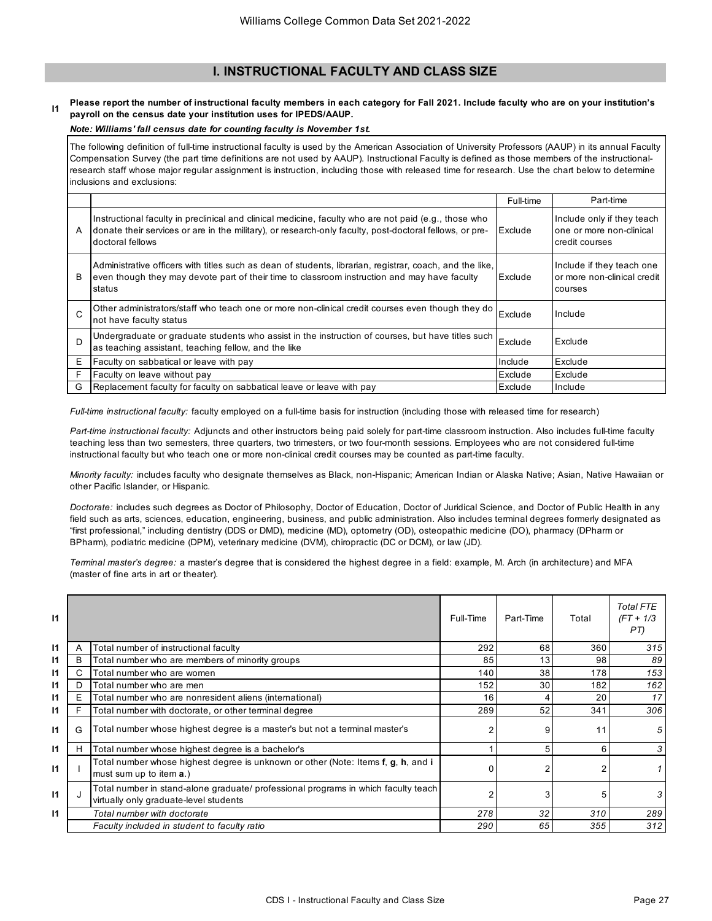## I. INSTRUCTIONAL FACULTY AND CLASS SIZE

**I1** **Please report the number of instructional faculty members in each category for Fall 2021. Include faculty who are on your institution's payroll on the census date your institution uses for IPEDS/AAUP.**

***Note: Williams' fall census date for counting faculty is November 1st.***

The following definition of full-time instructional faculty is used by the American Association of University Professors (AAUP) in its annual Faculty Compensation Survey (the part time definitions are not used by AAUP). Instructional Faculty is defined as those members of the instructional-research staff whose major regular assignment is instruction, including those with released time for research. Use the chart below to determine inclusions and exclusions:

| | | Full-time | Part-time |
|---|---|---|---|
| A | Instructional faculty in preclinical and clinical medicine, faculty who are not paid (e.g., those who donate their services or are in the military), or research-only faculty, post-doctoral fellows, or pre-doctoral fellows | Exclude | Include only if they teach one or more non-clinical credit courses |
| B | Administrative officers with titles such as dean of students, librarian, registrar, coach, and the like, even though they may devote part of their time to classroom instruction and may have faculty status | Exclude | Include if they teach one or more non-clinical credit courses |
| C | Other administrators/staff who teach one or more non-clinical credit courses even though they do not have faculty status | Exclude | Include |
| D | Undergraduate or graduate students who assist in the instruction of courses, but have titles such as teaching assistant, teaching fellow, and the like | Exclude | Exclude |
| E | Faculty on sabbatical or leave with pay | Include | Exclude |
| F | Faculty on leave without pay | Exclude | Exclude |
| G | Replacement faculty for faculty on sabbatical leave or leave with pay | Exclude | Include |

*Full-time instructional faculty:* faculty employed on a full-time basis for instruction (including those with released time for research)

*Part-time instructional faculty:* Adjuncts and other instructors being paid solely for part-time classroom instruction. Also includes full-time faculty teaching less than two semesters, three quarters, two trimesters, or two four-month sessions. Employees who are not considered full-time instructional faculty but who teach one or more non-clinical credit courses may be counted as part-time faculty.

*Minority faculty:* includes faculty who designate themselves as Black, non-Hispanic; American Indian or Alaska Native; Asian, Native Hawaiian or other Pacific Islander, or Hispanic.

*Doctorate:* includes such degrees as Doctor of Philosophy, Doctor of Education, Doctor of Juridical Science, and Doctor of Public Health in any field such as arts, sciences, education, engineering, business, and public administration. Also includes terminal degrees formerly designated as "first professional," including dentistry (DDS or DMD), medicine (MD), optometry (OD), osteopathic medicine (DO), pharmacy (DPharm or BPharm), podiatric medicine (DPM), veterinary medicine (DVM), chiropractic (DC or DCM), or law (JD).

*Terminal master's degree:* a master's degree that is considered the highest degree in a field: example, M. Arch (in architecture) and MFA (master of fine arts in art or theater).

| | | | Full-Time | Part-Time | Total | *Total FTE (FT + 1/3 PT)* |
|---|---|---|---|---|---|---|
| I1 | A | Total number of instructional faculty | 292 | 68 | 360 | *315* |
| I1 | B | Total number who are members of minority groups | 85 | 13 | 98 | *89* |
| I1 | C | Total number who are women | 140 | 38 | 178 | *153* |
| I1 | D | Total number who are men | 152 | 30 | 182 | *162* |
| I1 | E | Total number who are nonresident aliens (international) | 16 | 4 | 20 | *17* |
| I1 | F | Total number with doctorate, or other terminal degree | 289 | 52 | 341 | *306* |
| I1 | G | Total number whose highest degree is a master's but not a terminal master's | 2 | 9 | 11 | *5* |
| I1 | H | Total number whose highest degree is a bachelor's | 1 | 5 | 6 | *3* |
| I1 | I | Total number whose highest degree is unknown or other (Note: Items **f**, **g**, **h**, and **i** must sum up to item **a**.) | 0 | 2 | 2 | *1* |
| I1 | J | Total number in stand-alone graduate/ professional programs in which faculty teach virtually only graduate-level students | 2 | 3 | 5 | *3* |
| I1 | | *Total number with doctorate* | *278* | *32* | *310* | *289* |
| | | *Faculty included in student to faculty ratio* | *290* | *65* | *355* | *312* |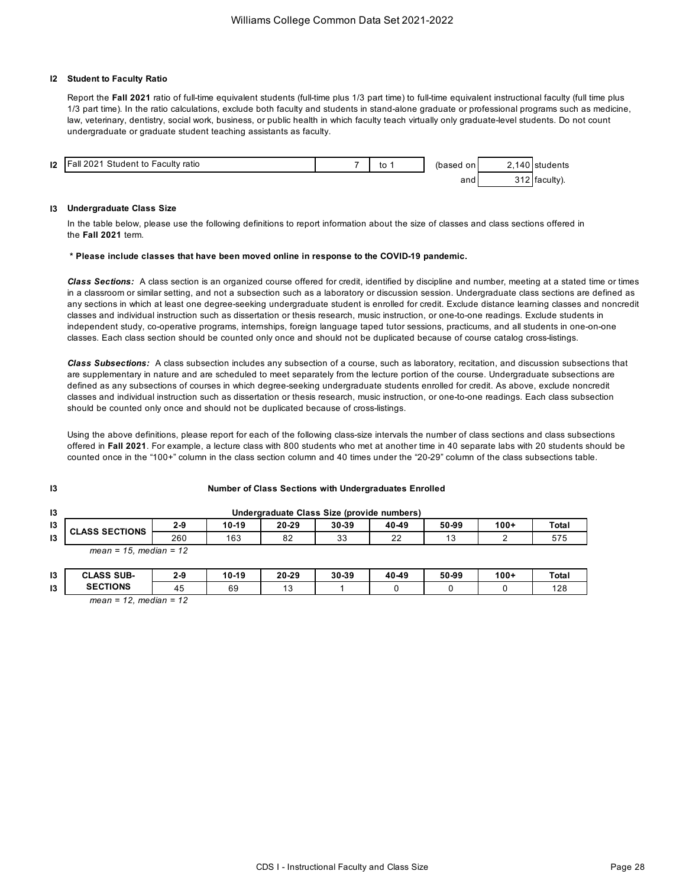## I2 Student to Faculty Ratio

Report the **Fall 2021** ratio of full-time equivalent students (full-time plus 1/3 part time) to full-time equivalent instructional faculty (full time plus 1/3 part time). In the ratio calculations, exclude both faculty and students in stand-alone graduate or professional programs such as medicine, law, veterinary, dentistry, social work, business, or public health in which faculty teach virtually only graduate-level students. Do not count undergraduate or graduate student teaching assistants as faculty.

| | | | | | | |
|---|---|---|---|---|---|---|
| I2 | Fall 2021 Student to Faculty ratio | 7 | to 1 | (based on | 2,140 | students |
| | | | | and | 312 | faculty). |

## I3 Undergraduate Class Size

In the table below, please use the following definitions to report information about the size of classes and class sections offered in the **Fall 2021** term.

**\* Please include classes that have been moved online in response to the COVID-19 pandemic.**

***Class Sections:*** A class section is an organized course offered for credit, identified by discipline and number, meeting at a stated time or times in a classroom or similar setting, and not a subsection such as a laboratory or discussion session. Undergraduate class sections are defined as any sections in which at least one degree-seeking undergraduate student is enrolled for credit. Exclude distance learning classes and noncredit classes and individual instruction such as dissertation or thesis research, music instruction, or one-to-one readings. Exclude students in independent study, co-operative programs, internships, foreign language taped tutor sessions, practicums, and all students in one-on-one classes. Each class section should be counted only once and should not be duplicated because of course catalog cross-listings.

***Class Subsections:*** A class subsection includes any subsection of a course, such as laboratory, recitation, and discussion subsections that are supplementary in nature and are scheduled to meet separately from the lecture portion of the course. Undergraduate subsections are defined as any subsections of courses in which degree-seeking undergraduate students enrolled for credit. As above, exclude noncredit classes and individual instruction such as dissertation or thesis research, music instruction, or one-to-one readings. Each class subsection should be counted only once and should not be duplicated because of cross-listings.

Using the above definitions, please report for each of the following class-size intervals the number of class sections and class subsections offered in **Fall 2021**. For example, a lecture class with 800 students who met at another time in 40 separate labs with 20 students should be counted once in the "100+" column in the class section column and 40 times under the "20-29" column of the class subsections table.

**I3 Number of Class Sections with Undergraduates Enrolled**

**Undergraduate Class Size (provide numbers)**

| CLASS SECTIONS | 2-9 | 10-19 | 20-29 | 30-39 | 40-49 | 50-99 | 100+ | Total |
|---|---|---|---|---|---|---|---|---|
| | 260 | 163 | 82 | 33 | 22 | 13 | 2 | 575 |

*mean = 15, median = 12*

| CLASS SUB-SECTIONS | 2-9 | 10-19 | 20-29 | 30-39 | 40-49 | 50-99 | 100+ | Total |
|---|---|---|---|---|---|---|---|---|
| | 45 | 69 | 13 | 1 | 0 | 0 | 0 | 128 |

*mean = 12, median = 12*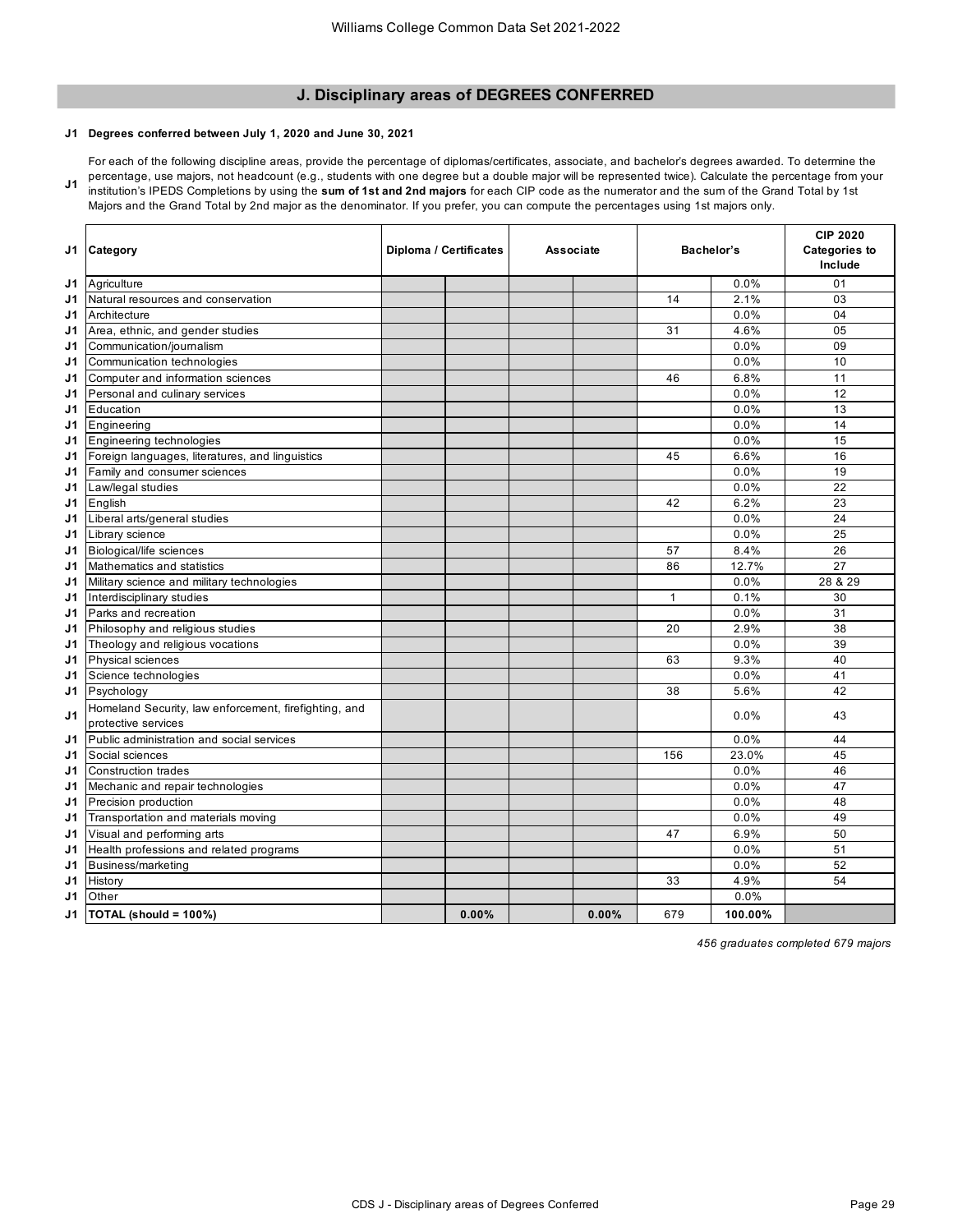## J. Disciplinary areas of DEGREES CONFERRED

**J1 Degrees conferred between July 1, 2020 and June 30, 2021**

J1 For each of the following discipline areas, provide the percentage of diplomas/certificates, associate, and bachelor's degrees awarded. To determine the percentage, use majors, not headcount (e.g., students with one degree but a double major will be represented twice). Calculate the percentage from your institution's IPEDS Completions by using the **sum of 1st and 2nd majors** for each CIP code as the numerator and the sum of the Grand Total by 1st Majors and the Grand Total by 2nd major as the denominator. If you prefer, you can compute the percentages using 1st majors only.

| J1 | Category | Diploma / Certificates | | Associate | | Bachelor's | | CIP 2020 Categories to Include |
|---|---|---|---|---|---|---|---|---|
| J1 | Agriculture | | | | | | 0.0% | 01 |
| J1 | Natural resources and conservation | | | | | 14 | 2.1% | 03 |
| J1 | Architecture | | | | | | 0.0% | 04 |
| J1 | Area, ethnic, and gender studies | | | | | 31 | 4.6% | 05 |
| J1 | Communication/journalism | | | | | | 0.0% | 09 |
| J1 | Communication technologies | | | | | | 0.0% | 10 |
| J1 | Computer and information sciences | | | | | 46 | 6.8% | 11 |
| J1 | Personal and culinary services | | | | | | 0.0% | 12 |
| J1 | Education | | | | | | 0.0% | 13 |
| J1 | Engineering | | | | | | 0.0% | 14 |
| J1 | Engineering technologies | | | | | | 0.0% | 15 |
| J1 | Foreign languages, literatures, and linguistics | | | | | 45 | 6.6% | 16 |
| J1 | Family and consumer sciences | | | | | | 0.0% | 19 |
| J1 | Law/legal studies | | | | | | 0.0% | 22 |
| J1 | English | | | | | 42 | 6.2% | 23 |
| J1 | Liberal arts/general studies | | | | | | 0.0% | 24 |
| J1 | Library science | | | | | | 0.0% | 25 |
| J1 | Biological/life sciences | | | | | 57 | 8.4% | 26 |
| J1 | Mathematics and statistics | | | | | 86 | 12.7% | 27 |
| J1 | Military science and military technologies | | | | | | 0.0% | 28 & 29 |
| J1 | Interdisciplinary studies | | | | | 1 | 0.1% | 30 |
| J1 | Parks and recreation | | | | | | 0.0% | 31 |
| J1 | Philosophy and religious studies | | | | | 20 | 2.9% | 38 |
| J1 | Theology and religious vocations | | | | | | 0.0% | 39 |
| J1 | Physical sciences | | | | | 63 | 9.3% | 40 |
| J1 | Science technologies | | | | | | 0.0% | 41 |
| J1 | Psychology | | | | | 38 | 5.6% | 42 |
| J1 | Homeland Security, law enforcement, firefighting, and protective services | | | | | | 0.0% | 43 |
| J1 | Public administration and social services | | | | | | 0.0% | 44 |
| J1 | Social sciences | | | | | 156 | 23.0% | 45 |
| J1 | Construction trades | | | | | | 0.0% | 46 |
| J1 | Mechanic and repair technologies | | | | | | 0.0% | 47 |
| J1 | Precision production | | | | | | 0.0% | 48 |
| J1 | Transportation and materials moving | | | | | | 0.0% | 49 |
| J1 | Visual and performing arts | | | | | 47 | 6.9% | 50 |
| J1 | Health professions and related programs | | | | | | 0.0% | 51 |
| J1 | Business/marketing | | | | | | 0.0% | 52 |
| J1 | History | | | | | 33 | 4.9% | 54 |
| J1 | Other | | | | | | 0.0% | |
| J1 | **TOTAL (should = 100%)** | | **0.00%** | | **0.00%** | 679 | **100.00%** | |

*456 graduates completed 679 majors*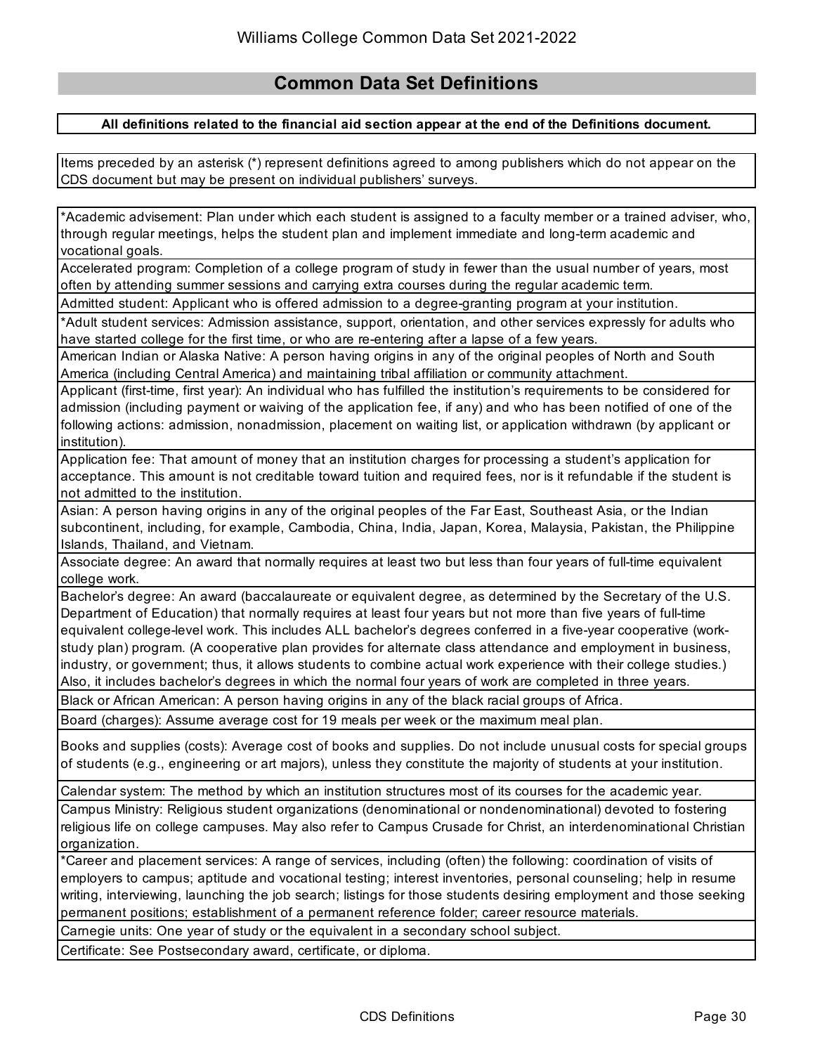## Common Data Set Definitions

**All definitions related to the financial aid section appear at the end of the Definitions document.**

Items preceded by an asterisk (*) represent definitions agreed to among publishers which do not appear on the CDS document but may be present on individual publishers' surveys.

*Academic advisement: Plan under which each student is assigned to a faculty member or a trained adviser, who, through regular meetings, helps the student plan and implement immediate and long-term academic and vocational goals.

Accelerated program: Completion of a college program of study in fewer than the usual number of years, most often by attending summer sessions and carrying extra courses during the regular academic term.

Admitted student: Applicant who is offered admission to a degree-granting program at your institution.

*Adult student services: Admission assistance, support, orientation, and other services expressly for adults who have started college for the first time, or who are re-entering after a lapse of a few years.

American Indian or Alaska Native: A person having origins in any of the original peoples of North and South America (including Central America) and maintaining tribal affiliation or community attachment.

Applicant (first-time, first year): An individual who has fulfilled the institution's requirements to be considered for admission (including payment or waiving of the application fee, if any) and who has been notified of one of the following actions: admission, nonadmission, placement on waiting list, or application withdrawn (by applicant or institution).

Application fee: That amount of money that an institution charges for processing a student's application for acceptance. This amount is not creditable toward tuition and required fees, nor is it refundable if the student is not admitted to the institution.

Asian: A person having origins in any of the original peoples of the Far East, Southeast Asia, or the Indian subcontinent, including, for example, Cambodia, China, India, Japan, Korea, Malaysia, Pakistan, the Philippine Islands, Thailand, and Vietnam.

Associate degree: An award that normally requires at least two but less than four years of full-time equivalent college work.

Bachelor's degree: An award (baccalaureate or equivalent degree, as determined by the Secretary of the U.S. Department of Education) that normally requires at least four years but not more than five years of full-time equivalent college-level work. This includes ALL bachelor's degrees conferred in a five-year cooperative (work-study plan) program. (A cooperative plan provides for alternate class attendance and employment in business, industry, or government; thus, it allows students to combine actual work experience with their college studies.) Also, it includes bachelor's degrees in which the normal four years of work are completed in three years.

Black or African American: A person having origins in any of the black racial groups of Africa.

Board (charges): Assume average cost for 19 meals per week or the maximum meal plan.

Books and supplies (costs): Average cost of books and supplies. Do not include unusual costs for special groups of students (e.g., engineering or art majors), unless they constitute the majority of students at your institution.

Calendar system: The method by which an institution structures most of its courses for the academic year.

Campus Ministry: Religious student organizations (denominational or nondenominational) devoted to fostering religious life on college campuses. May also refer to Campus Crusade for Christ, an interdenominational Christian organization.

*Career and placement services: A range of services, including (often) the following: coordination of visits of employers to campus; aptitude and vocational testing; interest inventories, personal counseling; help in resume writing, interviewing, launching the job search; listings for those students desiring employment and those seeking permanent positions; establishment of a permanent reference folder; career resource materials.

Carnegie units: One year of study or the equivalent in a secondary school subject.

Certificate: See Postsecondary award, certificate, or diploma.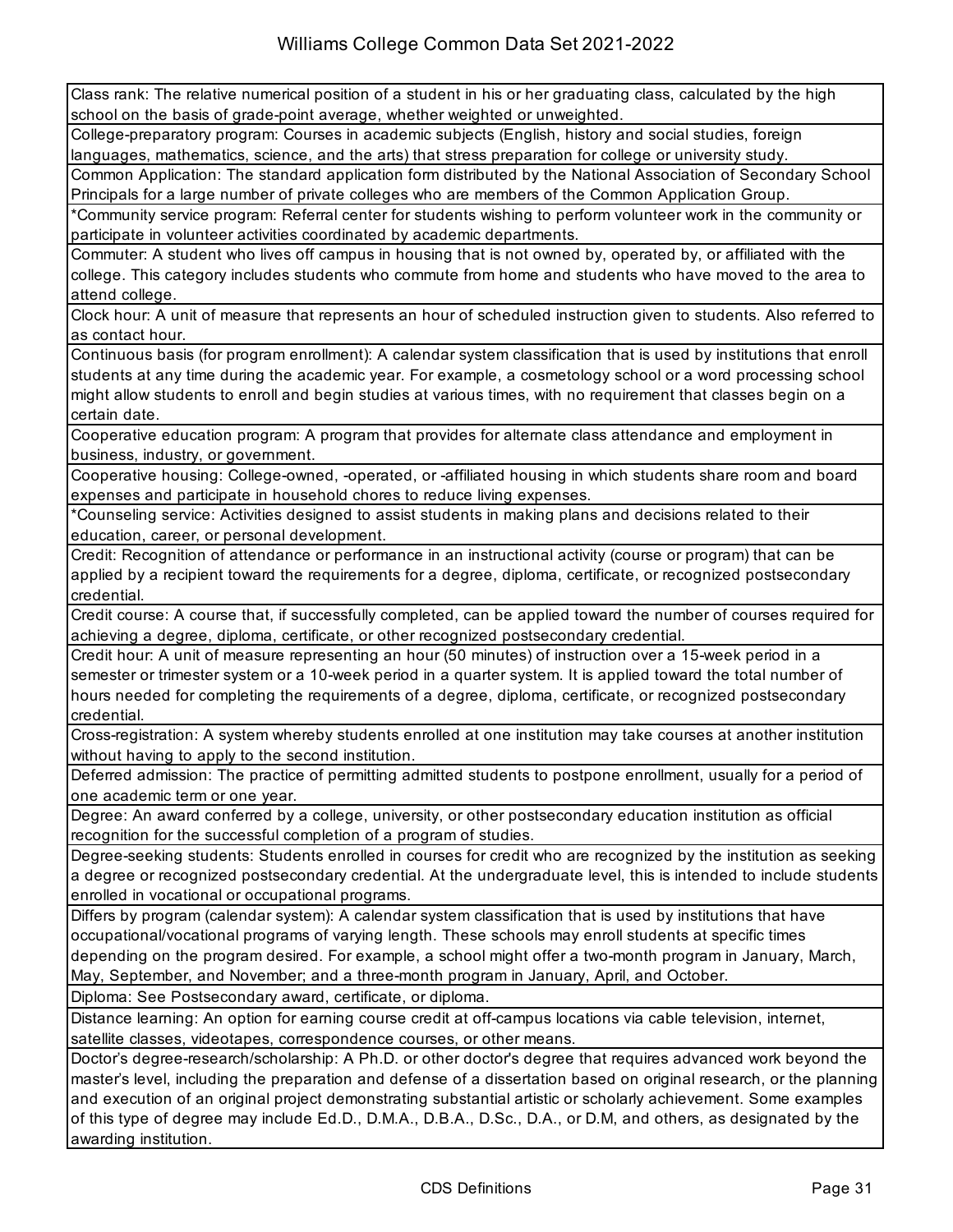Class rank: The relative numerical position of a student in his or her graduating class, calculated by the high school on the basis of grade-point average, whether weighted or unweighted.

College-preparatory program: Courses in academic subjects (English, history and social studies, foreign languages, mathematics, science, and the arts) that stress preparation for college or university study.

Common Application: The standard application form distributed by the National Association of Secondary School Principals for a large number of private colleges who are members of the Common Application Group.

*Community service program: Referral center for students wishing to perform volunteer work in the community or participate in volunteer activities coordinated by academic departments.

Commuter: A student who lives off campus in housing that is not owned by, operated by, or affiliated with the college. This category includes students who commute from home and students who have moved to the area to attend college.

Clock hour: A unit of measure that represents an hour of scheduled instruction given to students. Also referred to as contact hour.

Continuous basis (for program enrollment): A calendar system classification that is used by institutions that enroll students at any time during the academic year. For example, a cosmetology school or a word processing school might allow students to enroll and begin studies at various times, with no requirement that classes begin on a certain date.

Cooperative education program: A program that provides for alternate class attendance and employment in business, industry, or government.

Cooperative housing: College-owned, -operated, or -affiliated housing in which students share room and board expenses and participate in household chores to reduce living expenses.

*Counseling service: Activities designed to assist students in making plans and decisions related to their education, career, or personal development.

Credit: Recognition of attendance or performance in an instructional activity (course or program) that can be applied by a recipient toward the requirements for a degree, diploma, certificate, or recognized postsecondary credential.

Credit course: A course that, if successfully completed, can be applied toward the number of courses required for achieving a degree, diploma, certificate, or other recognized postsecondary credential.

Credit hour: A unit of measure representing an hour (50 minutes) of instruction over a 15-week period in a semester or trimester system or a 10-week period in a quarter system. It is applied toward the total number of hours needed for completing the requirements of a degree, diploma, certificate, or recognized postsecondary credential.

Cross-registration: A system whereby students enrolled at one institution may take courses at another institution without having to apply to the second institution.

Deferred admission: The practice of permitting admitted students to postpone enrollment, usually for a period of one academic term or one year.

Degree: An award conferred by a college, university, or other postsecondary education institution as official recognition for the successful completion of a program of studies.

Degree-seeking students: Students enrolled in courses for credit who are recognized by the institution as seeking a degree or recognized postsecondary credential. At the undergraduate level, this is intended to include students enrolled in vocational or occupational programs.

Differs by program (calendar system): A calendar system classification that is used by institutions that have occupational/vocational programs of varying length. These schools may enroll students at specific times depending on the program desired. For example, a school might offer a two-month program in January, March, May, September, and November; and a three-month program in January, April, and October.

Diploma: See Postsecondary award, certificate, or diploma.

Distance learning: An option for earning course credit at off-campus locations via cable television, internet, satellite classes, videotapes, correspondence courses, or other means.

Doctor's degree-research/scholarship: A Ph.D. or other doctor's degree that requires advanced work beyond the master's level, including the preparation and defense of a dissertation based on original research, or the planning and execution of an original project demonstrating substantial artistic or scholarly achievement. Some examples of this type of degree may include Ed.D., D.M.A., D.B.A., D.Sc., D.A., or D.M, and others, as designated by the awarding institution.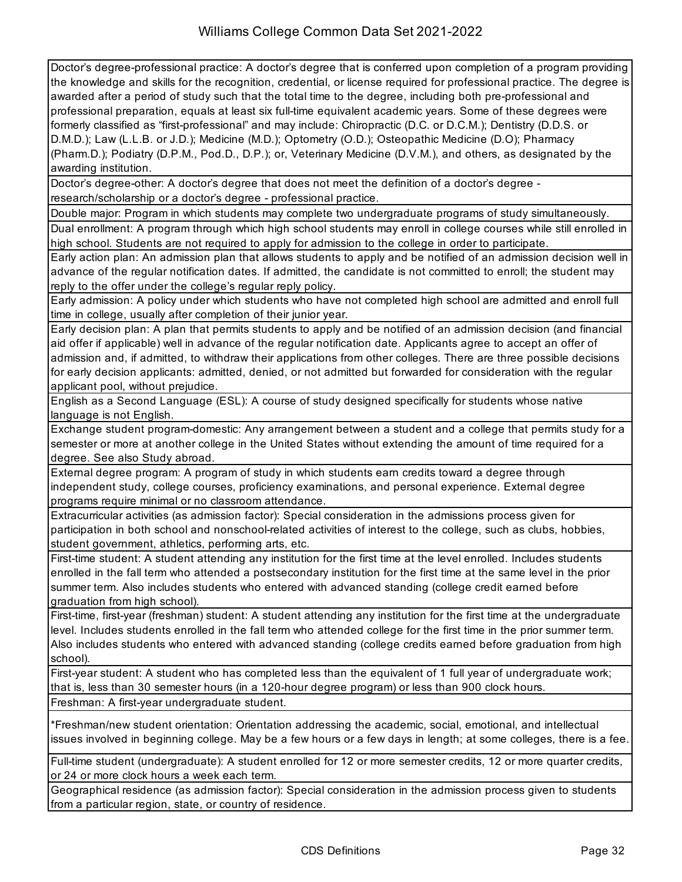Doctor's degree-professional practice: A doctor's degree that is conferred upon completion of a program providing the knowledge and skills for the recognition, credential, or license required for professional practice. The degree is awarded after a period of study such that the total time to the degree, including both pre-professional and professional preparation, equals at least six full-time equivalent academic years. Some of these degrees were formerly classified as "first-professional" and may include: Chiropractic (D.C. or D.C.M.); Dentistry (D.D.S. or D.M.D.); Law (L.L.B. or J.D.); Medicine (M.D.); Optometry (O.D.); Osteopathic Medicine (D.O); Pharmacy (Pharm.D.); Podiatry (D.P.M., Pod.D., D.P.); or, Veterinary Medicine (D.V.M.), and others, as designated by the awarding institution.

Doctor's degree-other: A doctor's degree that does not meet the definition of a doctor's degree - research/scholarship or a doctor's degree - professional practice.

Double major: Program in which students may complete two undergraduate programs of study simultaneously.

Dual enrollment: A program through which high school students may enroll in college courses while still enrolled in high school. Students are not required to apply for admission to the college in order to participate.

Early action plan: An admission plan that allows students to apply and be notified of an admission decision well in advance of the regular notification dates. If admitted, the candidate is not committed to enroll; the student may reply to the offer under the college's regular reply policy.

Early admission: A policy under which students who have not completed high school are admitted and enroll full time in college, usually after completion of their junior year.

Early decision plan: A plan that permits students to apply and be notified of an admission decision (and financial aid offer if applicable) well in advance of the regular notification date. Applicants agree to accept an offer of admission and, if admitted, to withdraw their applications from other colleges. There are three possible decisions for early decision applicants: admitted, denied, or not admitted but forwarded for consideration with the regular applicant pool, without prejudice.

English as a Second Language (ESL): A course of study designed specifically for students whose native language is not English.

Exchange student program-domestic: Any arrangement between a student and a college that permits study for a semester or more at another college in the United States without extending the amount of time required for a degree. See also Study abroad.

External degree program: A program of study in which students earn credits toward a degree through independent study, college courses, proficiency examinations, and personal experience. External degree programs require minimal or no classroom attendance.

Extracurricular activities (as admission factor): Special consideration in the admissions process given for participation in both school and nonschool-related activities of interest to the college, such as clubs, hobbies, student government, athletics, performing arts, etc.

First-time student: A student attending any institution for the first time at the level enrolled. Includes students enrolled in the fall term who attended a postsecondary institution for the first time at the same level in the prior summer term. Also includes students who entered with advanced standing (college credit earned before graduation from high school).

First-time, first-year (freshman) student: A student attending any institution for the first time at the undergraduate level. Includes students enrolled in the fall term who attended college for the first time in the prior summer term. Also includes students who entered with advanced standing (college credits earned before graduation from high school).

First-year student: A student who has completed less than the equivalent of 1 full year of undergraduate work; that is, less than 30 semester hours (in a 120-hour degree program) or less than 900 clock hours.

Freshman: A first-year undergraduate student.

*Freshman/new student orientation: Orientation addressing the academic, social, emotional, and intellectual issues involved in beginning college. May be a few hours or a few days in length; at some colleges, there is a fee.

Full-time student (undergraduate): A student enrolled for 12 or more semester credits, 12 or more quarter credits, or 24 or more clock hours a week each term.

Geographical residence (as admission factor): Special consideration in the admission process given to students from a particular region, state, or country of residence.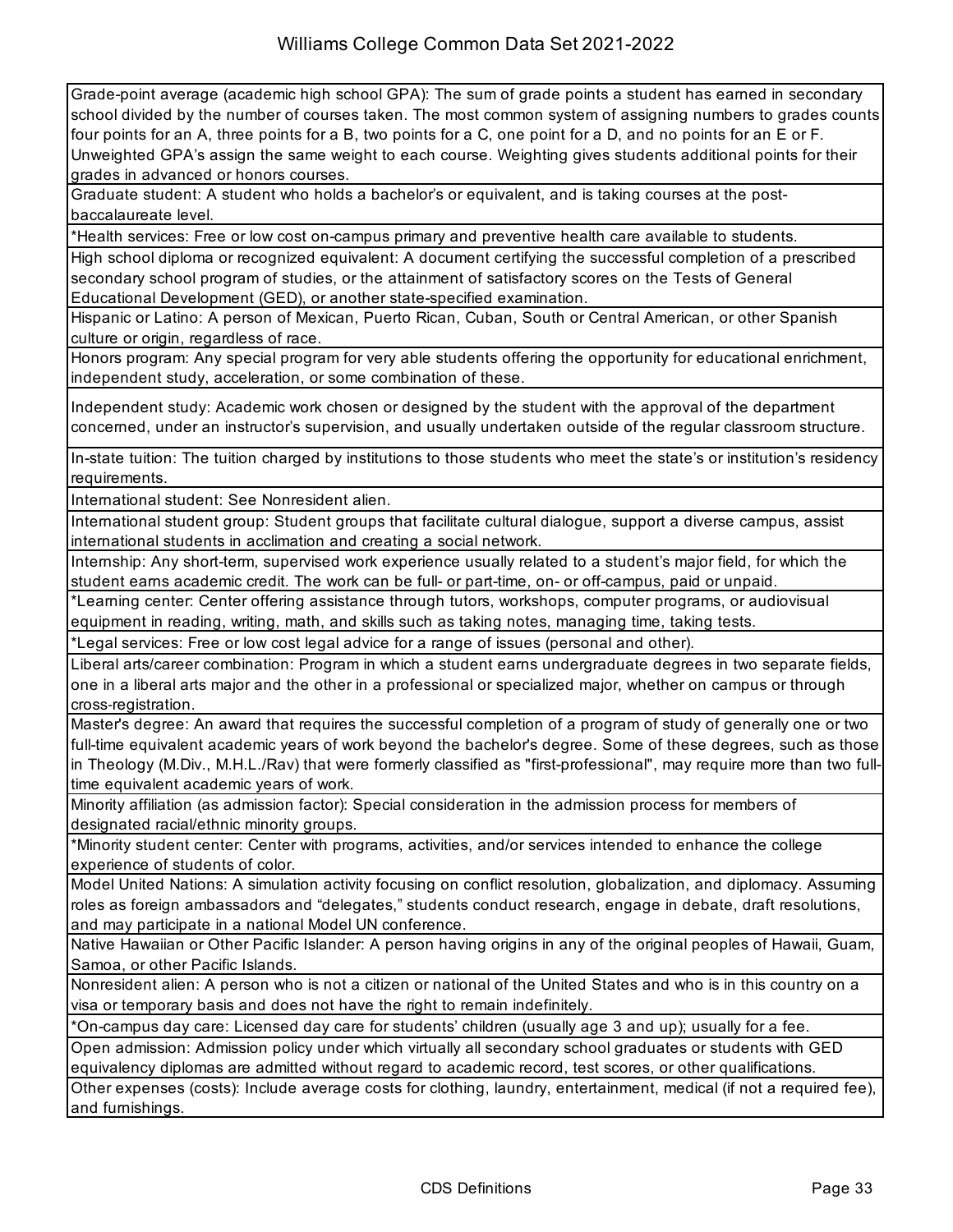Grade-point average (academic high school GPA): The sum of grade points a student has earned in secondary school divided by the number of courses taken. The most common system of assigning numbers to grades counts four points for an A, three points for a B, two points for a C, one point for a D, and no points for an E or F. Unweighted GPA's assign the same weight to each course. Weighting gives students additional points for their grades in advanced or honors courses.

Graduate student: A student who holds a bachelor's or equivalent, and is taking courses at the post-baccalaureate level.

*Health services: Free or low cost on-campus primary and preventive health care available to students.

High school diploma or recognized equivalent: A document certifying the successful completion of a prescribed secondary school program of studies, or the attainment of satisfactory scores on the Tests of General Educational Development (GED), or another state-specified examination.

Hispanic or Latino: A person of Mexican, Puerto Rican, Cuban, South or Central American, or other Spanish culture or origin, regardless of race.

Honors program: Any special program for very able students offering the opportunity for educational enrichment, independent study, acceleration, or some combination of these.

Independent study: Academic work chosen or designed by the student with the approval of the department concerned, under an instructor's supervision, and usually undertaken outside of the regular classroom structure.

In-state tuition: The tuition charged by institutions to those students who meet the state's or institution's residency requirements.

International student: See Nonresident alien.

International student group: Student groups that facilitate cultural dialogue, support a diverse campus, assist international students in acclimation and creating a social network.

Internship: Any short-term, supervised work experience usually related to a student's major field, for which the student earns academic credit. The work can be full- or part-time, on- or off-campus, paid or unpaid.

*Learning center: Center offering assistance through tutors, workshops, computer programs, or audiovisual equipment in reading, writing, math, and skills such as taking notes, managing time, taking tests.

*Legal services: Free or low cost legal advice for a range of issues (personal and other).

Liberal arts/career combination: Program in which a student earns undergraduate degrees in two separate fields, one in a liberal arts major and the other in a professional or specialized major, whether on campus or through cross-registration.

Master's degree: An award that requires the successful completion of a program of study of generally one or two full-time equivalent academic years of work beyond the bachelor's degree. Some of these degrees, such as those in Theology (M.Div., M.H.L./Rav) that were formerly classified as "first-professional", may require more than two full-time equivalent academic years of work.

Minority affiliation (as admission factor): Special consideration in the admission process for members of designated racial/ethnic minority groups.

*Minority student center: Center with programs, activities, and/or services intended to enhance the college experience of students of color.

Model United Nations: A simulation activity focusing on conflict resolution, globalization, and diplomacy. Assuming roles as foreign ambassadors and "delegates," students conduct research, engage in debate, draft resolutions, and may participate in a national Model UN conference.

Native Hawaiian or Other Pacific Islander: A person having origins in any of the original peoples of Hawaii, Guam, Samoa, or other Pacific Islands.

Nonresident alien: A person who is not a citizen or national of the United States and who is in this country on a visa or temporary basis and does not have the right to remain indefinitely.

*On-campus day care: Licensed day care for students' children (usually age 3 and up); usually for a fee.

Open admission: Admission policy under which virtually all secondary school graduates or students with GED equivalency diplomas are admitted without regard to academic record, test scores, or other qualifications.

Other expenses (costs): Include average costs for clothing, laundry, entertainment, medical (if not a required fee), and furnishings.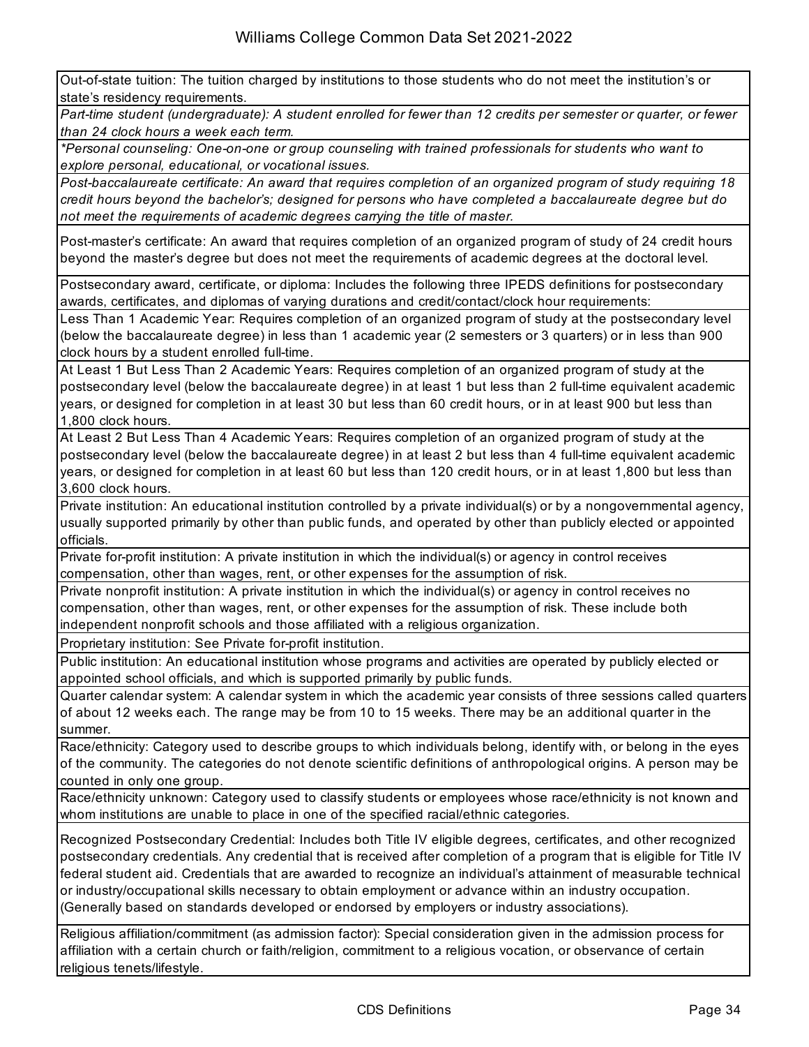Out-of-state tuition: The tuition charged by institutions to those students who do not meet the institution's or state's residency requirements.

*Part-time student (undergraduate): A student enrolled for fewer than 12 credits per semester or quarter, or fewer than 24 clock hours a week each term.*

**Personal counseling: One-on-one or group counseling with trained professionals for students who want to explore personal, educational, or vocational issues.*

*Post-baccalaureate certificate: An award that requires completion of an organized program of study requiring 18 credit hours beyond the bachelor's; designed for persons who have completed a baccalaureate degree but do not meet the requirements of academic degrees carrying the title of master.*

Post-master's certificate: An award that requires completion of an organized program of study of 24 credit hours beyond the master's degree but does not meet the requirements of academic degrees at the doctoral level.

Postsecondary award, certificate, or diploma: Includes the following three IPEDS definitions for postsecondary awards, certificates, and diplomas of varying durations and credit/contact/clock hour requirements:

Less Than 1 Academic Year: Requires completion of an organized program of study at the postsecondary level (below the baccalaureate degree) in less than 1 academic year (2 semesters or 3 quarters) or in less than 900 clock hours by a student enrolled full-time.

At Least 1 But Less Than 2 Academic Years: Requires completion of an organized program of study at the postsecondary level (below the baccalaureate degree) in at least 1 but less than 2 full-time equivalent academic years, or designed for completion in at least 30 but less than 60 credit hours, or in at least 900 but less than 1,800 clock hours.

At Least 2 But Less Than 4 Academic Years: Requires completion of an organized program of study at the postsecondary level (below the baccalaureate degree) in at least 2 but less than 4 full-time equivalent academic years, or designed for completion in at least 60 but less than 120 credit hours, or in at least 1,800 but less than 3,600 clock hours.

Private institution: An educational institution controlled by a private individual(s) or by a nongovernmental agency, usually supported primarily by other than public funds, and operated by other than publicly elected or appointed officials.

Private for-profit institution: A private institution in which the individual(s) or agency in control receives compensation, other than wages, rent, or other expenses for the assumption of risk.

Private nonprofit institution: A private institution in which the individual(s) or agency in control receives no compensation, other than wages, rent, or other expenses for the assumption of risk. These include both independent nonprofit schools and those affiliated with a religious organization.

Proprietary institution: See Private for-profit institution.

Public institution: An educational institution whose programs and activities are operated by publicly elected or appointed school officials, and which is supported primarily by public funds.

Quarter calendar system: A calendar system in which the academic year consists of three sessions called quarters of about 12 weeks each. The range may be from 10 to 15 weeks. There may be an additional quarter in the summer.

Race/ethnicity: Category used to describe groups to which individuals belong, identify with, or belong in the eyes of the community. The categories do not denote scientific definitions of anthropological origins. A person may be counted in only one group.

Race/ethnicity unknown: Category used to classify students or employees whose race/ethnicity is not known and whom institutions are unable to place in one of the specified racial/ethnic categories.

Recognized Postsecondary Credential: Includes both Title IV eligible degrees, certificates, and other recognized postsecondary credentials. Any credential that is received after completion of a program that is eligible for Title IV federal student aid. Credentials that are awarded to recognize an individual's attainment of measurable technical or industry/occupational skills necessary to obtain employment or advance within an industry occupation. (Generally based on standards developed or endorsed by employers or industry associations).

Religious affiliation/commitment (as admission factor): Special consideration given in the admission process for affiliation with a certain church or faith/religion, commitment to a religious vocation, or observance of certain religious tenets/lifestyle.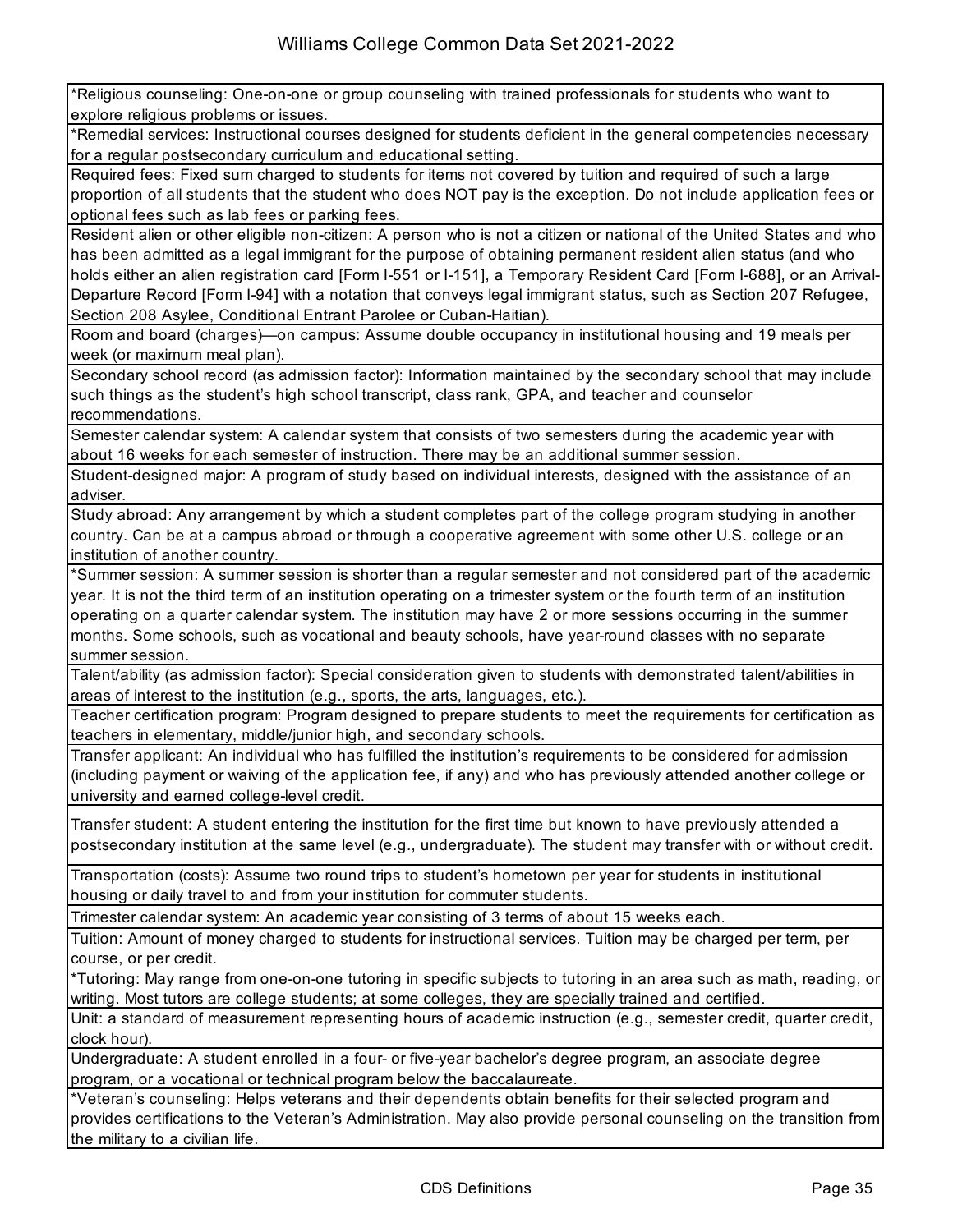*Religious counseling: One-on-one or group counseling with trained professionals for students who want to explore religious problems or issues.

*Remedial services: Instructional courses designed for students deficient in the general competencies necessary for a regular postsecondary curriculum and educational setting.

Required fees: Fixed sum charged to students for items not covered by tuition and required of such a large proportion of all students that the student who does NOT pay is the exception. Do not include application fees or optional fees such as lab fees or parking fees.

Resident alien or other eligible non-citizen: A person who is not a citizen or national of the United States and who has been admitted as a legal immigrant for the purpose of obtaining permanent resident alien status (and who holds either an alien registration card [Form I-551 or I-151], a Temporary Resident Card [Form I-688], or an Arrival-Departure Record [Form I-94] with a notation that conveys legal immigrant status, such as Section 207 Refugee, Section 208 Asylee, Conditional Entrant Parolee or Cuban-Haitian).

Room and board (charges)—on campus: Assume double occupancy in institutional housing and 19 meals per week (or maximum meal plan).

Secondary school record (as admission factor): Information maintained by the secondary school that may include such things as the student's high school transcript, class rank, GPA, and teacher and counselor recommendations.

Semester calendar system: A calendar system that consists of two semesters during the academic year with about 16 weeks for each semester of instruction. There may be an additional summer session.

Student-designed major: A program of study based on individual interests, designed with the assistance of an adviser.

Study abroad: Any arrangement by which a student completes part of the college program studying in another country. Can be at a campus abroad or through a cooperative agreement with some other U.S. college or an institution of another country.

*Summer session: A summer session is shorter than a regular semester and not considered part of the academic year. It is not the third term of an institution operating on a trimester system or the fourth term of an institution operating on a quarter calendar system. The institution may have 2 or more sessions occurring in the summer months. Some schools, such as vocational and beauty schools, have year-round classes with no separate summer session.

Talent/ability (as admission factor): Special consideration given to students with demonstrated talent/abilities in areas of interest to the institution (e.g., sports, the arts, languages, etc.).

Teacher certification program: Program designed to prepare students to meet the requirements for certification as teachers in elementary, middle/junior high, and secondary schools.

Transfer applicant: An individual who has fulfilled the institution's requirements to be considered for admission (including payment or waiving of the application fee, if any) and who has previously attended another college or university and earned college-level credit.

Transfer student: A student entering the institution for the first time but known to have previously attended a postsecondary institution at the same level (e.g., undergraduate). The student may transfer with or without credit.

Transportation (costs): Assume two round trips to student's hometown per year for students in institutional housing or daily travel to and from your institution for commuter students.

Trimester calendar system: An academic year consisting of 3 terms of about 15 weeks each.

Tuition: Amount of money charged to students for instructional services. Tuition may be charged per term, per course, or per credit.

*Tutoring: May range from one-on-one tutoring in specific subjects to tutoring in an area such as math, reading, or writing. Most tutors are college students; at some colleges, they are specially trained and certified.

Unit: a standard of measurement representing hours of academic instruction (e.g., semester credit, quarter credit, clock hour).

Undergraduate: A student enrolled in a four- or five-year bachelor's degree program, an associate degree program, or a vocational or technical program below the baccalaureate.

*Veteran's counseling: Helps veterans and their dependents obtain benefits for their selected program and provides certifications to the Veteran's Administration. May also provide personal counseling on the transition from the military to a civilian life.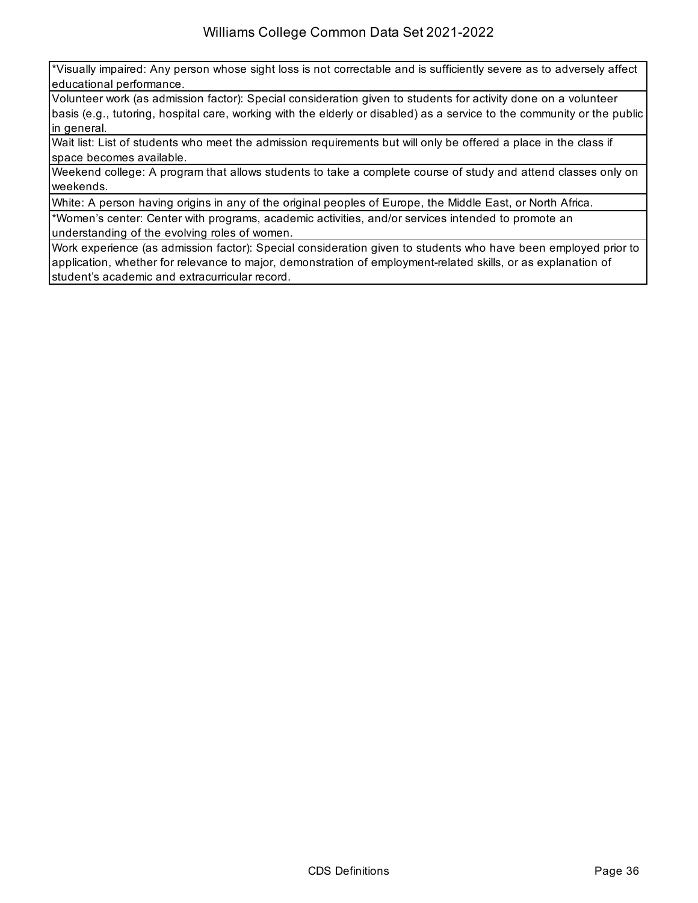| |
|---|
| *Visually impaired: Any person whose sight loss is not correctable and is sufficiently severe as to adversely affect educational performance. |
| Volunteer work (as admission factor): Special consideration given to students for activity done on a volunteer basis (e.g., tutoring, hospital care, working with the elderly or disabled) as a service to the community or the public in general. |
| Wait list: List of students who meet the admission requirements but will only be offered a place in the class if space becomes available. |
| Weekend college: A program that allows students to take a complete course of study and attend classes only on weekends. |
| White: A person having origins in any of the original peoples of Europe, the Middle East, or North Africa. |
| *Women's center: Center with programs, academic activities, and/or services intended to promote an understanding of the evolving roles of women. |
| Work experience (as admission factor): Special consideration given to students who have been employed prior to application, whether for relevance to major, demonstration of employment-related skills, or as explanation of student's academic and extracurricular record. |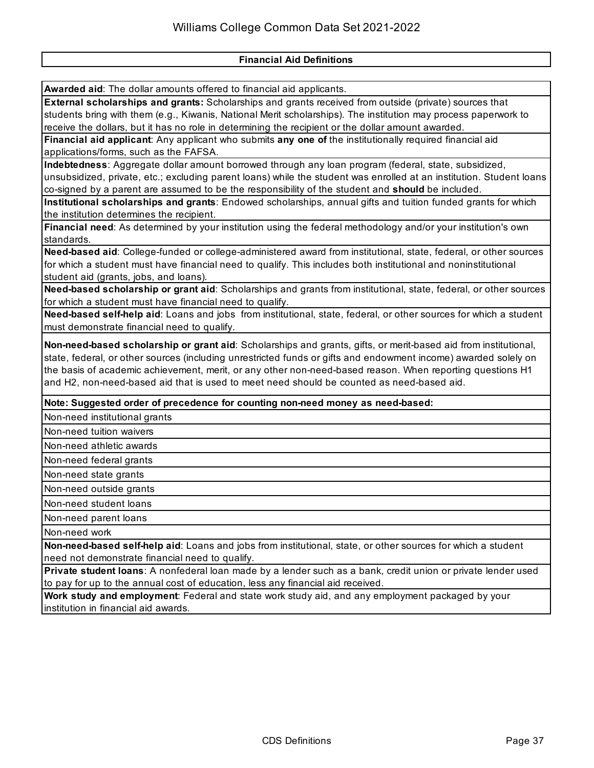## Financial Aid Definitions

**Awarded aid**: The dollar amounts offered to financial aid applicants.

**External scholarships and grants:** Scholarships and grants received from outside (private) sources that students bring with them (e.g., Kiwanis, National Merit scholarships). The institution may process paperwork to receive the dollars, but it has no role in determining the recipient or the dollar amount awarded.

**Financial aid applicant**: Any applicant who submits **any one of** the institutionally required financial aid applications/forms, such as the FAFSA.

**Indebtedness**: Aggregate dollar amount borrowed through any loan program (federal, state, subsidized, unsubsidized, private, etc.; excluding parent loans) while the student was enrolled at an institution. Student loans co-signed by a parent are assumed to be the responsibility of the student and **should** be included.

**Institutional scholarships and grants**: Endowed scholarships, annual gifts and tuition funded grants for which the institution determines the recipient.

**Financial need**: As determined by your institution using the federal methodology and/or your institution's own standards.

**Need-based aid**: College-funded or college-administered award from institutional, state, federal, or other sources for which a student must have financial need to qualify. This includes both institutional and noninstitutional student aid (grants, jobs, and loans).

**Need-based scholarship or grant aid**: Scholarships and grants from institutional, state, federal, or other sources for which a student must have financial need to qualify.

**Need-based self-help aid**: Loans and jobs from institutional, state, federal, or other sources for which a student must demonstrate financial need to qualify.

**Non-need-based scholarship or grant aid**: Scholarships and grants, gifts, or merit-based aid from institutional, state, federal, or other sources (including unrestricted funds or gifts and endowment income) awarded solely on the basis of academic achievement, merit, or any other non-need-based reason. When reporting questions H1 and H2, non-need-based aid that is used to meet need should be counted as need-based aid.

**Note: Suggested order of precedence for counting non-need money as need-based:**

- Non-need institutional grants
- Non-need tuition waivers
- Non-need athletic awards
- Non-need federal grants
- Non-need state grants
- Non-need outside grants
- Non-need student loans
- Non-need parent loans
- Non-need work

**Non-need-based self-help aid**: Loans and jobs from institutional, state, or other sources for which a student need not demonstrate financial need to qualify.

**Private student loans**: A nonfederal loan made by a lender such as a bank, credit union or private lender used to pay for up to the annual cost of education, less any financial aid received.

**Work study and employment**: Federal and state work study aid, and any employment packaged by your institution in financial aid awards.